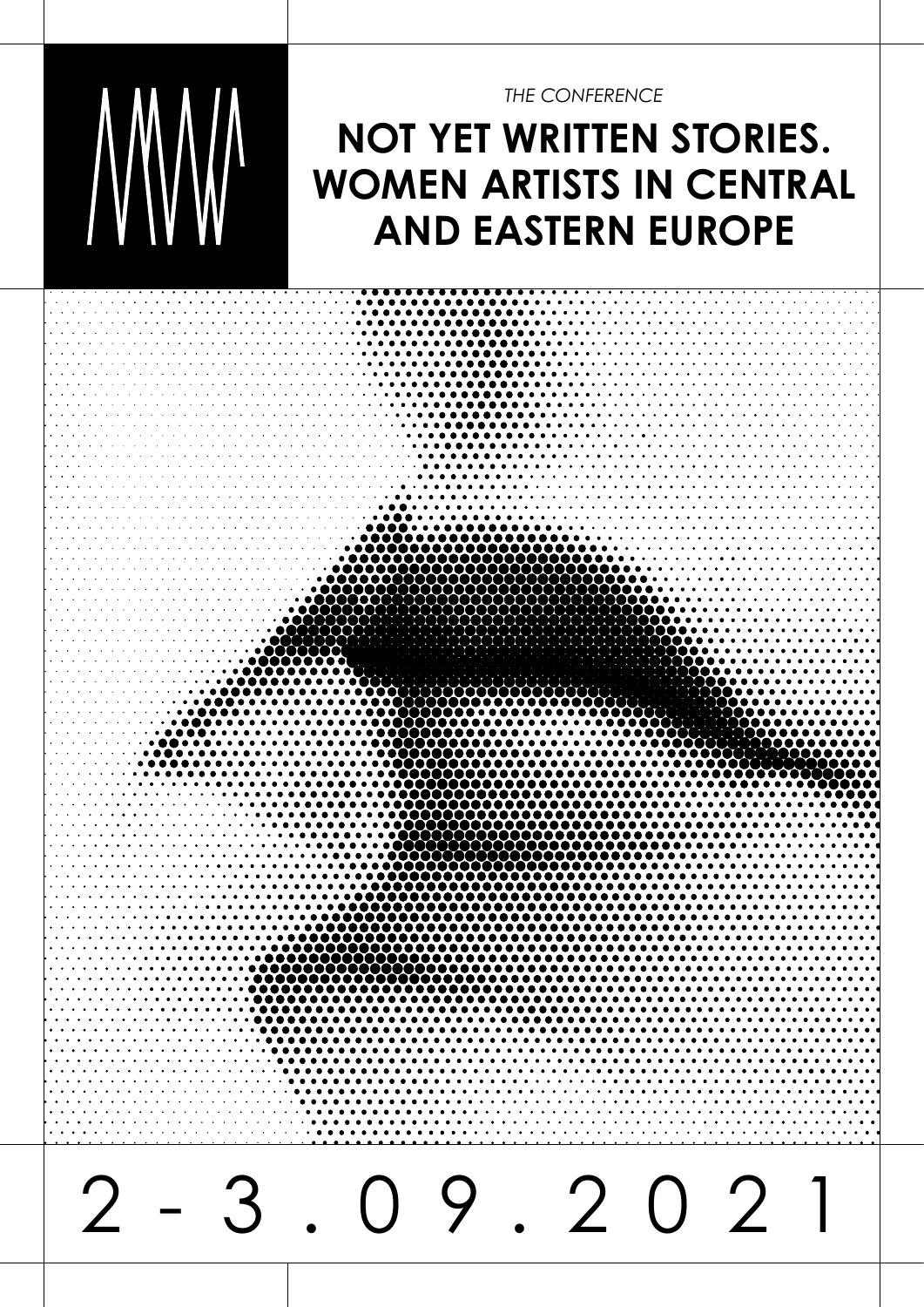*THE CONFERENCE*

# NOT YET WRITTEN STORIES. WOMEN ARTISTS IN CENTRAL AND EASTERN EUROPE

2 - 3 . 0 9 . 2 0 2 1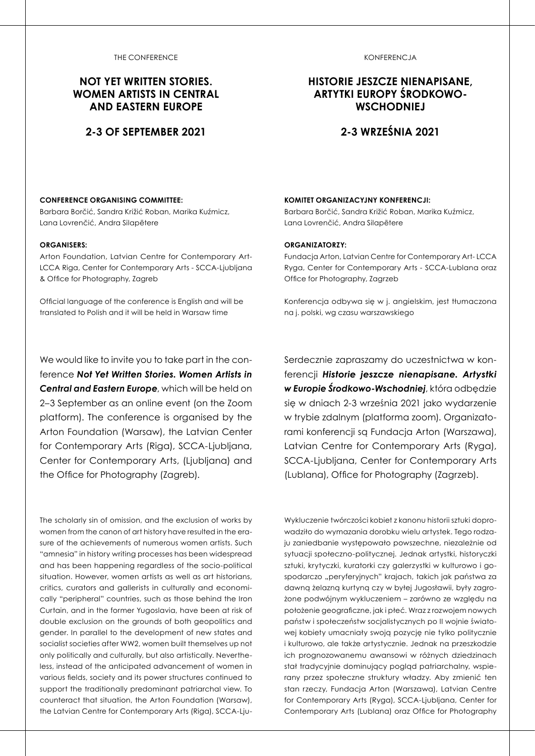THE CONFERENCE

## NOT YET WRITTEN STORIES. WOMEN ARTISTS IN CENTRAL AND EASTERN EUROPE

## 2-3 OF SEPTEMBER 2021

**CONFERENCE ORGANISING COMMITTEE:**
Barbara Borčić, Sandra Križić Roban, Marika Kuźmicz, Lana Lovrenčić, Andra Silapētere

**ORGANISERS:**
Arton Foundation, Latvian Centre for Contemporary Art-LCCA Riga, Center for Contemporary Arts - SCCA-Ljubljana & Office for Photography, Zagreb

Official language of the conference is English and will be translated to Polish and it will be held in Warsaw time

We would like to invite you to take part in the conference ***Not Yet Written Stories. Women Artists in Central and Eastern Europe***, which will be held on 2–3 September as an online event (on the Zoom platform). The conference is organised by the Arton Foundation (Warsaw), the Latvian Center for Contemporary Arts (Riga), SCCA-Ljubljana, Center for Contemporary Arts, (Ljubljana) and the Office for Photography (Zagreb).

The scholarly sin of omission, and the exclusion of works by women from the canon of art history have resulted in the erasure of the achievements of numerous women artists. Such "amnesia" in history writing processes has been widespread and has been happening regardless of the socio-political situation. However, women artists as well as art historians, critics, curators and gallerists in culturally and economically "peripheral" countries, such as those behind the Iron Curtain, and in the former Yugoslavia, have been at risk of double exclusion on the grounds of both geopolitics and gender. In parallel to the development of new states and socialist societies after WW2, women built themselves up not only politically and culturally, but also artistically. Nevertheless, instead of the anticipated advancement of women in various fields, society and its power structures continued to support the traditionally predominant patriarchal view. To counteract that situation, the Arton Foundation (Warsaw), the Latvian Centre for Contemporary Arts (Riga), SCCA-Lju-

KONFERENCJA

## HISTORIE JESZCZE NIENAPISANE, ARTYTKI EUROPY ŚRODKOWO-WSCHODNIEJ

## 2-3 WRZEŚNIA 2021

**KOMITET ORGANIZACYJNY KONFERENCJI:**
Barbara Borčić, Sandra Križić Roban, Marika Kuźmicz, Lana Lovrenčić, Andra Silapētere

**ORGANIZATORZY:**
Fundacja Arton, Latvian Centre for Contemporary Art- LCCA Ryga, Center for Contemporary Arts - SCCA-Lublana oraz Office for Photography, Zagrzeb

Konferencja odbywa się w j. angielskim, jest tłumaczona na j. polski, wg czasu warszawskiego

Serdecznie zapraszamy do uczestnictwa w konferencji ***Historie jeszcze nienapisane. Artystki w Europie Środkowo-Wschodniej***, która odbędzie się w dniach 2-3 września 2021 jako wydarzenie w trybie zdalnym (platforma zoom). Organizatorami konferencji są Fundacja Arton (Warszawa), Latvian Centre for Contemporary Arts (Ryga), SCCA-Ljubljana, Center for Contemporary Arts (Lublana), Office for Photography (Zagrzeb).

Wykluczenie twórczości kobiet z kanonu historii sztuki doprowadziło do wymazania dorobku wielu artystek. Tego rodzaju zaniedbanie występowało powszechne, niezależnie od sytuacji społeczno-politycznej. Jednak artystki, historyczki sztuki, krytyczki, kuratorki czy galerzystki w kulturowo i gospodarczo „peryferyjnych" krajach, takich jak państwa za dawną żelazną kurtyną czy w byłej Jugosławii, były zagrożone podwójnym wykluczeniem – zarówno ze względu na położenie geograficzne, jak i płeć. Wraz z rozwojem nowych państw i społeczeństw socjalistycznych po II wojnie światowej kobiety umacniały swoją pozycję nie tylko politycznie i kulturowo, ale także artystycznie. Jednak na przeszkodzie ich prognozowanemu awansowi w różnych dziedzinach stał tradycyjnie dominujący pogląd patriarchalny, wspierany przez społeczne struktury władzy. Aby zmienić ten stan rzeczy, Fundacja Arton (Warszawa), Latvian Centre for Contemporary Arts (Ryga), SCCA-Ljubljana, Center for Contemporary Arts (Lublana) oraz Office for Photography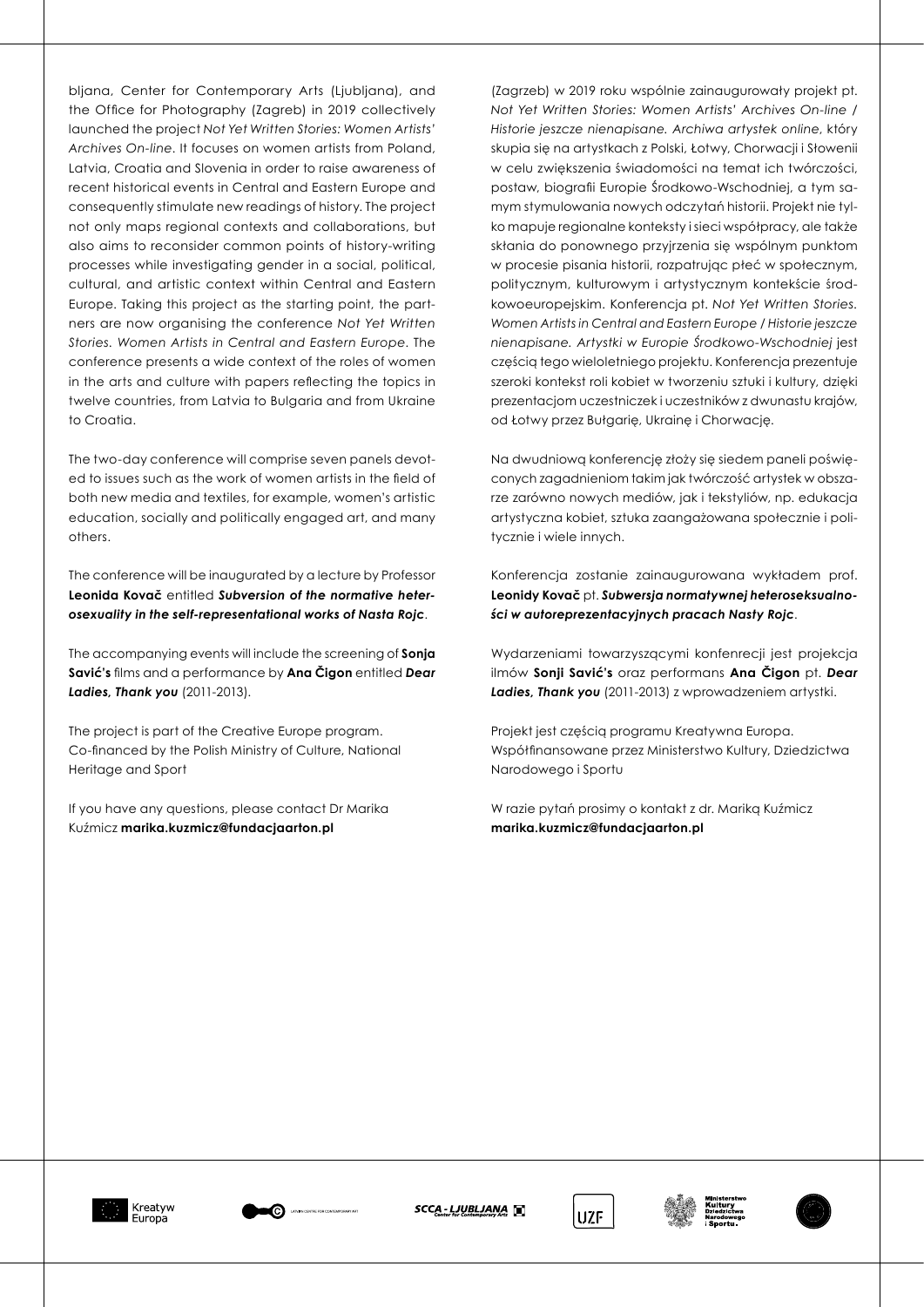bljana, Center for Contemporary Arts (Ljubljana), and the Office for Photography (Zagreb) in 2019 collectively launched the project *Not Yet Written Stories: Women Artists' Archives On-line*. It focuses on women artists from Poland, Latvia, Croatia and Slovenia in order to raise awareness of recent historical events in Central and Eastern Europe and consequently stimulate new readings of history. The project not only maps regional contexts and collaborations, but also aims to reconsider common points of history-writing processes while investigating gender in a social, political, cultural, and artistic context within Central and Eastern Europe. Taking this project as the starting point, the partners are now organising the conference *Not Yet Written Stories. Women Artists in Central and Eastern Europe*. The conference presents a wide context of the roles of women in the arts and culture with papers reflecting the topics in twelve countries, from Latvia to Bulgaria and from Ukraine to Croatia.

The two-day conference will comprise seven panels devoted to issues such as the work of women artists in the field of both new media and textiles, for example, women's artistic education, socially and politically engaged art, and many others.

The conference will be inaugurated by a lecture by Professor **Leonida Kovač** entitled ***Subversion of the normative heterosexuality in the self-representational works of Nasta Rojc***.

The accompanying events will include the screening of **Sonja Savić's** films and a performance by **Ana Čigon** entitled ***Dear Ladies, Thank you*** (2011-2013).

The project is part of the Creative Europe program.
Co-financed by the Polish Ministry of Culture, National Heritage and Sport

If you have any questions, please contact Dr Marika Kuźmicz **marika.kuzmicz@fundacjaarton.pl**

(Zagrzeb) w 2019 roku wspólnie zainaugurowały projekt pt. *Not Yet Written Stories: Women Artists' Archives On-line / Historie jeszcze nienapisane. Archiwa artystek online*, który skupia się na artystkach z Polski, Łotwy, Chorwacji i Słowenii w celu zwiększenia świadomości na temat ich twórczości, postaw, biografii Europie Środkowo-Wschodniej, a tym samym stymulowania nowych odczytań historii. Projekt nie tylko mapuje regionalne konteksty i sieci współpracy, ale także skłania do ponownego przyjrzenia się wspólnym punktom w procesie pisania historii, rozpatrując płeć w społecznym, politycznym, kulturowym i artystycznym kontekście środkowoeuropejskim. Konferencja pt. *Not Yet Written Stories. Women Artists in Central and Eastern Europe / Historie jeszcze nienapisane. Artystki w Europie Środkowo-Wschodniej* jest częścią tego wieloletniego projektu. Konferencja prezentuje szeroki kontekst roli kobiet w tworzeniu sztuki i kultury, dzięki prezentacjom uczestniczek i uczestników z dwunastu krajów, od Łotwy przez Bułgarię, Ukrainę i Chorwację.

Na dwudniową konferencję złoży się siedem paneli poświęconych zagadnieniom takim jak twórczość artystek w obszarze zarówno nowych mediów, jak i tekstyliów, np. edukacja artystyczna kobiet, sztuka zaangażowana społecznie i politycznie i wiele innych.

Konferencja zostanie zainaugurowana wykładem prof. **Leonidy Kovač** pt. ***Subwersja normatywnej heteroseksualności w autoreprezentacyjnych pracach Nasty Rojc***.

Wydarzeniami towarzyszącymi konfenrecji jest projekcja ilmów **Sonji Savić's** oraz performans **Ana Čigon** pt. ***Dear Ladies, Thank you*** (2011-2013) z wprowadzeniem artystki.

Projekt jest częścią programu Kreatywna Europa.
Współfinansowane przez Ministerstwo Kultury, Dziedzictwa Narodowego i Sportu

W razie pytań prosimy o kontakt z dr. Mariką Kuźmicz **marika.kuzmicz@fundacjaarton.pl**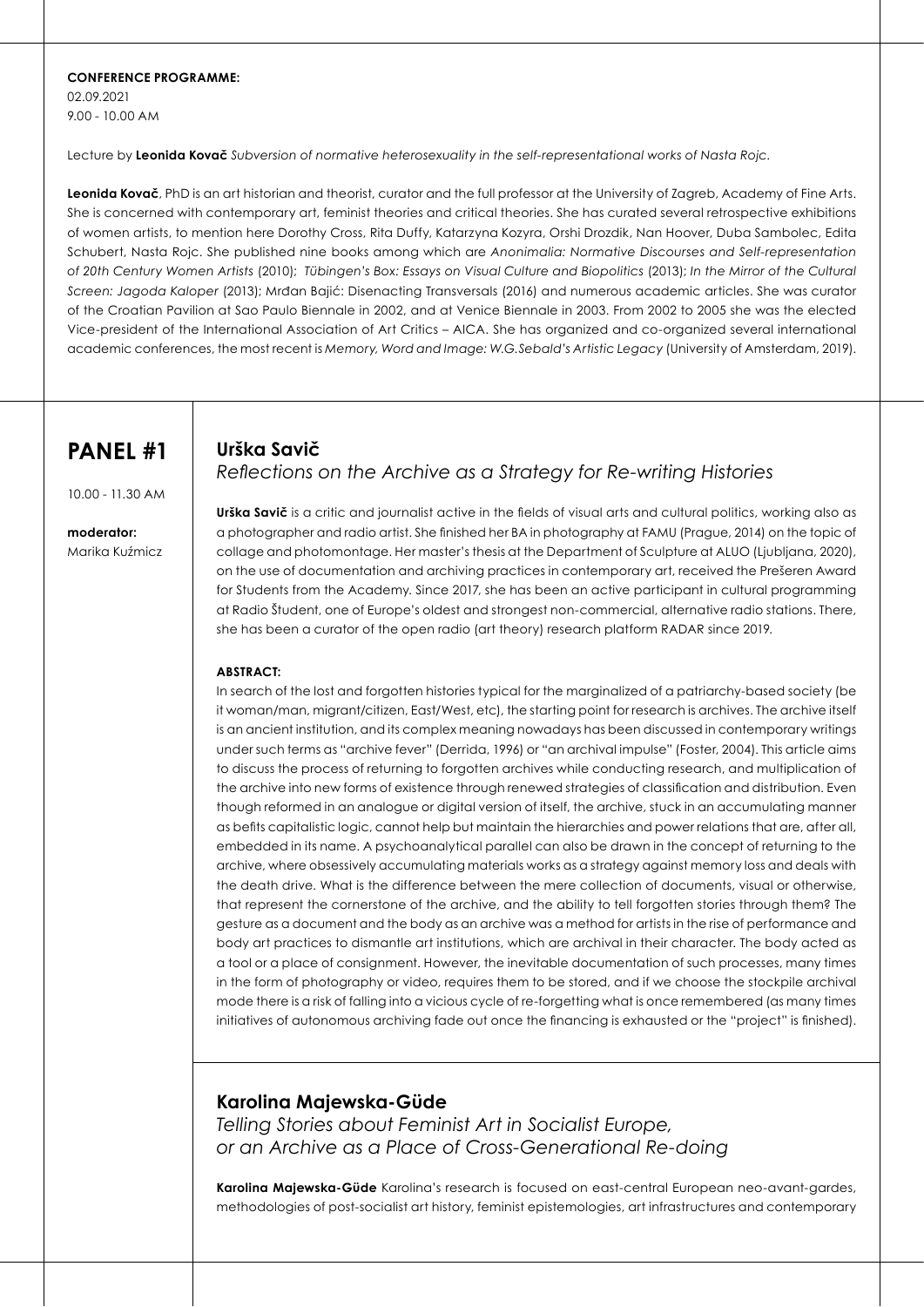**CONFERENCE PROGRAMME:**
02.09.2021
9.00 - 10.00 AM

Lecture by **Leonida Kovač** *Subversion of normative heterosexuality in the self-representational works of Nasta Rojc.*

**Leonida Kovač**, PhD is an art historian and theorist, curator and the full professor at the University of Zagreb, Academy of Fine Arts. She is concerned with contemporary art, feminist theories and critical theories. She has curated several retrospective exhibitions of women artists, to mention here Dorothy Cross, Rita Duffy, Katarzyna Kozyra, Orshi Drozdik, Nan Hoover, Duba Sambolec, Edita Schubert, Nasta Rojc. She published nine books among which are *Anonimalia: Normative Discourses and Self-representation of 20th Century Women Artists* (2010); *Tübingen's Box: Essays on Visual Culture and Biopolitics* (2013); *In the Mirror of the Cultural Screen: Jagoda Kaloper* (2013); Mrđan Bajić: Disenacting Transversals (2016) and numerous academic articles. She was curator of the Croatian Pavilion at Sao Paulo Biennale in 2002, and at Venice Biennale in 2003. From 2002 to 2005 she was the elected Vice-president of the International Association of Art Critics – AICA. She has organized and co-organized several international academic conferences, the most recent is *Memory, Word and Image: W.G.Sebald's Artistic Legacy* (University of Amsterdam, 2019).

## PANEL #1

10.00 - 11.30 AM

**moderator:**
Marika Kuźmicz

### Urška Savič

*Reflections on the Archive as a Strategy for Re-writing Histories*

**Urška Savič** is a critic and journalist active in the fields of visual arts and cultural politics, working also as a photographer and radio artist. She finished her BA in photography at FAMU (Prague, 2014) on the topic of collage and photomontage. Her master's thesis at the Department of Sculpture at ALUO (Ljubljana, 2020), on the use of documentation and archiving practices in contemporary art, received the Prešeren Award for Students from the Academy. Since 2017, she has been an active participant in cultural programming at Radio Študent, one of Europe's oldest and strongest non-commercial, alternative radio stations. There, she has been a curator of the open radio (art theory) research platform RADAR since 2019.

**ABSTRACT:**

In search of the lost and forgotten histories typical for the marginalized of a patriarchy-based society (be it woman/man, migrant/citizen, East/West, etc), the starting point for research is archives. The archive itself is an ancient institution, and its complex meaning nowadays has been discussed in contemporary writings under such terms as "archive fever" (Derrida, 1996) or "an archival impulse" (Foster, 2004). This article aims to discuss the process of returning to forgotten archives while conducting research, and multiplication of the archive into new forms of existence through renewed strategies of classification and distribution. Even though reformed in an analogue or digital version of itself, the archive, stuck in an accumulating manner as befits capitalistic logic, cannot help but maintain the hierarchies and power relations that are, after all, embedded in its name. A psychoanalytical parallel can also be drawn in the concept of returning to the archive, where obsessively accumulating materials works as a strategy against memory loss and deals with the death drive. What is the difference between the mere collection of documents, visual or otherwise, that represent the cornerstone of the archive, and the ability to tell forgotten stories through them? The gesture as a document and the body as an archive was a method for artists in the rise of performance and body art practices to dismantle art institutions, which are archival in their character. The body acted as a tool or a place of consignment. However, the inevitable documentation of such processes, many times in the form of photography or video, requires them to be stored, and if we choose the stockpile archival mode there is a risk of falling into a vicious cycle of re-forgetting what is once remembered (as many times initiatives of autonomous archiving fade out once the financing is exhausted or the "project" is finished).

### Karolina Majewska-Güde

*Telling Stories about Feminist Art in Socialist Europe, or an Archive as a Place of Cross-Generational Re-doing*

**Karolina Majewska-Güde** Karolina's research is focused on east-central European neo-avant-gardes, methodologies of post-socialist art history, feminist epistemologies, art infrastructures and contemporary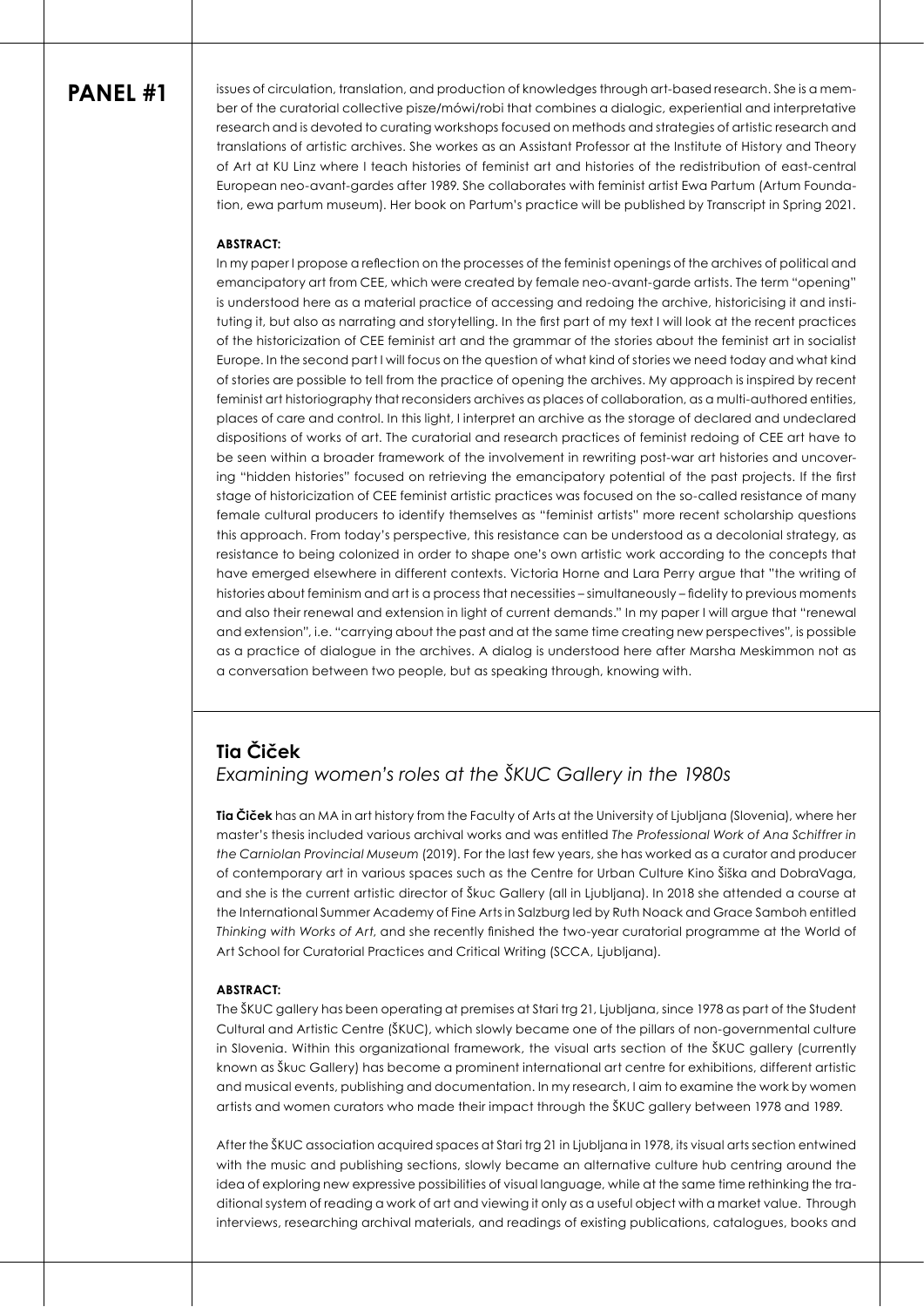issues of circulation, translation, and production of knowledges through art-based research. She is a member of the curatorial collective pisze/mówi/robi that combines a dialogic, experiential and interpretative research and is devoted to curating workshops focused on methods and strategies of artistic research and translations of artistic archives. She workes as an Assistant Professor at the Institute of History and Theory of Art at KU Linz where I teach histories of feminist art and histories of the redistribution of east-central European neo-avant-gardes after 1989. She collaborates with feminist artist Ewa Partum (Artum Foundation, ewa partum museum). Her book on Partum's practice will be published by Transcript in Spring 2021.

**ABSTRACT:**

In my paper I propose a reflection on the processes of the feminist openings of the archives of political and emancipatory art from CEE, which were created by female neo-avant-garde artists. The term "opening" is understood here as a material practice of accessing and redoing the archive, historicising it and instituting it, but also as narrating and storytelling. In the first part of my text I will look at the recent practices of the historicization of CEE feminist art and the grammar of the stories about the feminist art in socialist Europe. In the second part I will focus on the question of what kind of stories we need today and what kind of stories are possible to tell from the practice of opening the archives. My approach is inspired by recent feminist art historiography that reconsiders archives as places of collaboration, as a multi-authored entities, places of care and control. In this light, I interpret an archive as the storage of declared and undeclared dispositions of works of art. The curatorial and research practices of feminist redoing of CEE art have to be seen within a broader framework of the involvement in rewriting post-war art histories and uncovering "hidden histories" focused on retrieving the emancipatory potential of the past projects. If the first stage of historicization of CEE feminist artistic practices was focused on the so-called resistance of many female cultural producers to identify themselves as "feminist artists" more recent scholarship questions this approach. From today's perspective, this resistance can be understood as a decolonial strategy, as resistance to being colonized in order to shape one's own artistic work according to the concepts that have emerged elsewhere in different contexts. Victoria Horne and Lara Perry argue that "the writing of histories about feminism and art is a process that necessities – simultaneously – fidelity to previous moments and also their renewal and extension in light of current demands." In my paper I will argue that "renewal and extension", i.e. "carrying about the past and at the same time creating new perspectives", is possible as a practice of dialogue in the archives. A dialog is understood here after Marsha Meskimmon not as a conversation between two people, but as speaking through, knowing with.

## Tia Čiček

### *Examining women's roles at the ŠKUC Gallery in the 1980s*

**Tia Čiček** has an MA in art history from the Faculty of Arts at the University of Ljubljana (Slovenia), where her master's thesis included various archival works and was entitled *The Professional Work of Ana Schiffrer in the Carniolan Provincial Museum* (2019). For the last few years, she has worked as a curator and producer of contemporary art in various spaces such as the Centre for Urban Culture Kino Šiška and DobraVaga, and she is the current artistic director of Škuc Gallery (all in Ljubljana). In 2018 she attended a course at the International Summer Academy of Fine Arts in Salzburg led by Ruth Noack and Grace Samboh entitled *Thinking with Works of Art*, and she recently finished the two-year curatorial programme at the World of Art School for Curatorial Practices and Critical Writing (SCCA, Ljubljana).

**ABSTRACT:**

The ŠKUC gallery has been operating at premises at Stari trg 21, Ljubljana, since 1978 as part of the Student Cultural and Artistic Centre (ŠKUC), which slowly became one of the pillars of non-governmental culture in Slovenia. Within this organizational framework, the visual arts section of the ŠKUC gallery (currently known as Škuc Gallery) has become a prominent international art centre for exhibitions, different artistic and musical events, publishing and documentation. In my research, I aim to examine the work by women artists and women curators who made their impact through the ŠKUC gallery between 1978 and 1989.

After the ŠKUC association acquired spaces at Stari trg 21 in Ljubljana in 1978, its visual arts section entwined with the music and publishing sections, slowly became an alternative culture hub centring around the idea of exploring new expressive possibilities of visual language, while at the same time rethinking the traditional system of reading a work of art and viewing it only as a useful object with a market value. Through interviews, researching archival materials, and readings of existing publications, catalogues, books and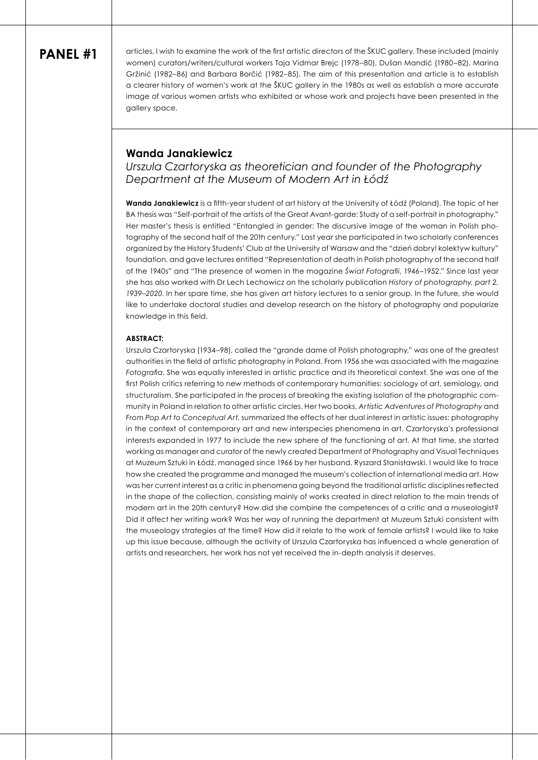# PANEL #1

articles, I wish to examine the work of the first artistic directors of the ŠKUC gallery. These included (mainly women) curators/writers/cultural workers Taja Vidmar Brejc (1978–80), Dušan Mandić (1980–82), Marina Gržinić (1982–86) and Barbara Borčić (1982–85). The aim of this presentation and article is to establish a clearer history of women's work at the ŠKUC gallery in the 1980s as well as establish a more accurate image of various women artists who exhibited or whose work and projects have been presented in the gallery space.

## Wanda Janakiewicz

*Urszula Czartoryska as theoretician and founder of the Photography Department at the Museum of Modern Art in Łódź*

**Wanda Janakiewicz** is a fifth-year student of art history at the University of Łódź (Poland). The topic of her BA thesis was "Self-portrait of the artists of the Great Avant-garde: Study of a self-portrait in photography." Her master's thesis is entitled "Entangled in gender: The discursive image of the woman in Polish photography of the second half of the 20th century." Last year she participated in two scholarly conferences organized by the History Students' Club at the University of Warsaw and the "dzień dobry! kolektyw kultury" foundation, and gave lectures entitled "Representation of death in Polish photography of the second half of the 1940s" and "The presence of women in the magazine *Świat Fotografii*, 1946–1952." Since last year she has also worked with Dr Lech Lechowicz on the scholarly publication *History of photography, part 2, 1939–2020*. In her spare time, she has given art history lectures to a senior group. In the future, she would like to undertake doctoral studies and develop research on the history of photography and popularize knowledge in this field.

**ABSTRACT:**

Urszula Czartoryska (1934–98), called the "grande dame of Polish photography," was one of the greatest authorities in the field of artistic photography in Poland. From 1956 she was associated with the magazine *Fotografia*. She was equally interested in artistic practice and its theoretical context. She was one of the first Polish critics referring to new methods of contemporary humanities: sociology of art, semiology, and structuralism. She participated in the process of breaking the existing isolation of the photographic community in Poland in relation to other artistic circles. Her two books, *Artistic Adventures of Photography* and *From Pop Art to Conceptual Art*, summarized the effects of her dual interest in artistic issues: photography in the context of contemporary art and new interspecies phenomena in art. Czartoryska's professional interests expanded in 1977 to include the new sphere of the functioning of art. At that time, she started working as manager and curator of the newly created Department of Photography and Visual Techniques at Muzeum Sztuki in Łódź, managed since 1966 by her husband, Ryszard Stanisławski. I would like to trace how she created the programme and managed the museum's collection of international media art. How was her current interest as a critic in phenomena going beyond the traditional artistic disciplines reflected in the shape of the collection, consisting mainly of works created in direct relation to the main trends of modern art in the 20th century? How did she combine the competences of a critic and a museologist? Did it affect her writing work? Was her way of running the department at Muzeum Sztuki consistent with the museology strategies at the time? How did it relate to the work of female artists? I would like to take up this issue because, although the activity of Urszula Czartoryska has influenced a whole generation of artists and researchers, her work has not yet received the in-depth analysis it deserves.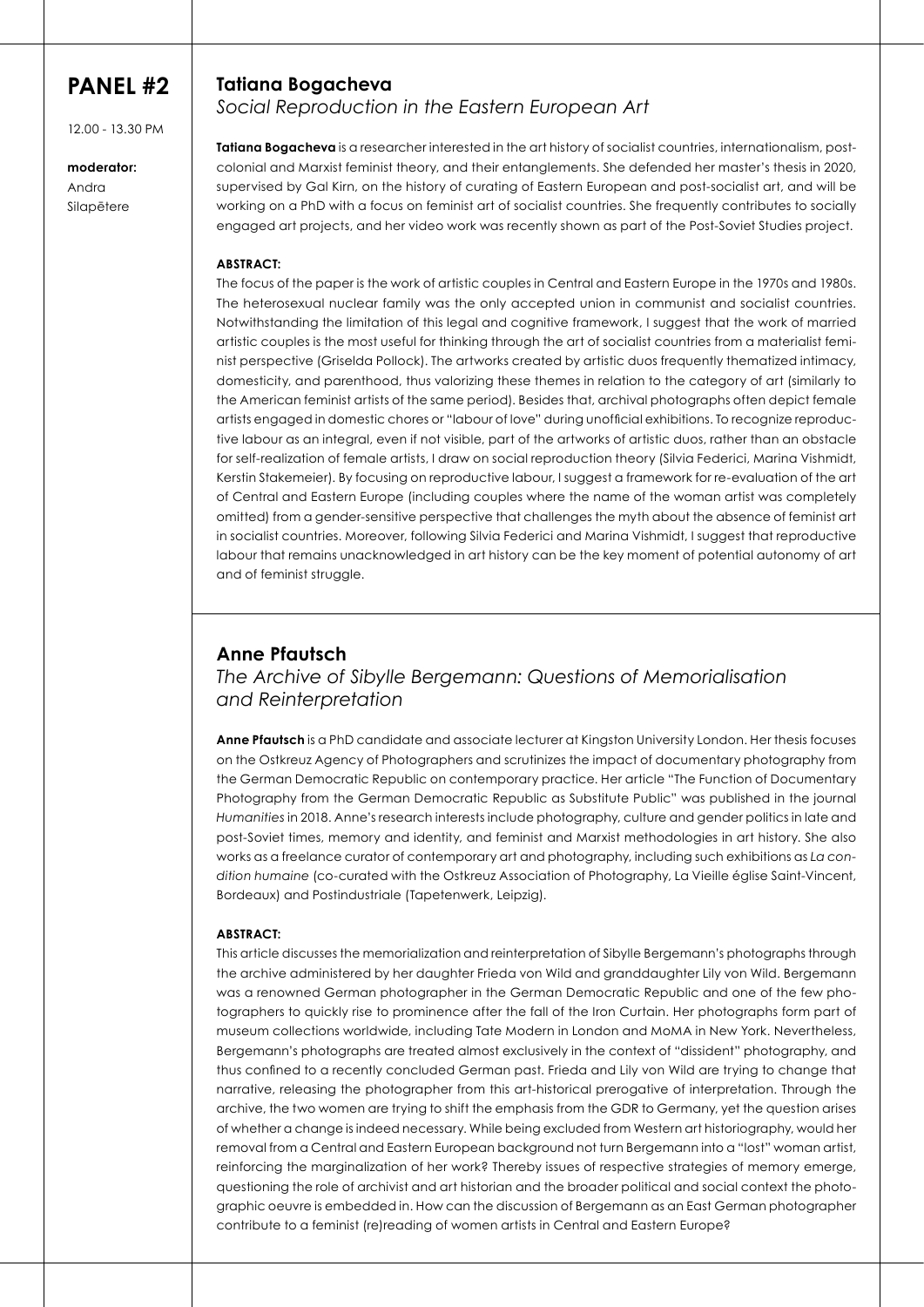# PANEL #2

12.00 - 13.30 PM

**moderator:**
Andra Silapētere

## Tatiana Bogacheva

*Social Reproduction in the Eastern European Art*

**Tatiana Bogacheva** is a researcher interested in the art history of socialist countries, internationalism, post-colonial and Marxist feminist theory, and their entanglements. She defended her master's thesis in 2020, supervised by Gal Kirn, on the history of curating of Eastern European and post-socialist art, and will be working on a PhD with a focus on feminist art of socialist countries. She frequently contributes to socially engaged art projects, and her video work was recently shown as part of the Post-Soviet Studies project.

**ABSTRACT:**

The focus of the paper is the work of artistic couples in Central and Eastern Europe in the 1970s and 1980s. The heterosexual nuclear family was the only accepted union in communist and socialist countries. Notwithstanding the limitation of this legal and cognitive framework, I suggest that the work of married artistic couples is the most useful for thinking through the art of socialist countries from a materialist feminist perspective (Griselda Pollock). The artworks created by artistic duos frequently thematized intimacy, domesticity, and parenthood, thus valorizing these themes in relation to the category of art (similarly to the American feminist artists of the same period). Besides that, archival photographs often depict female artists engaged in domestic chores or "labour of love" during unofficial exhibitions. To recognize reproductive labour as an integral, even if not visible, part of the artworks of artistic duos, rather than an obstacle for self-realization of female artists, I draw on social reproduction theory (Silvia Federici, Marina Vishmidt, Kerstin Stakemeier). By focusing on reproductive labour, I suggest a framework for re-evaluation of the art of Central and Eastern Europe (including couples where the name of the woman artist was completely omitted) from a gender-sensitive perspective that challenges the myth about the absence of feminist art in socialist countries. Moreover, following Silvia Federici and Marina Vishmidt, I suggest that reproductive labour that remains unacknowledged in art history can be the key moment of potential autonomy of art and of feminist struggle.

## Anne Pfautsch

*The Archive of Sibylle Bergemann: Questions of Memorialisation and Reinterpretation*

**Anne Pfautsch** is a PhD candidate and associate lecturer at Kingston University London. Her thesis focuses on the Ostkreuz Agency of Photographers and scrutinizes the impact of documentary photography from the German Democratic Republic on contemporary practice. Her article "The Function of Documentary Photography from the German Democratic Republic as Substitute Public" was published in the journal *Humanities* in 2018. Anne's research interests include photography, culture and gender politics in late and post-Soviet times, memory and identity, and feminist and Marxist methodologies in art history. She also works as a freelance curator of contemporary art and photography, including such exhibitions as *La condition humaine* (co-curated with the Ostkreuz Association of Photography, La Vieille église Saint-Vincent, Bordeaux) and Postindustriale (Tapetenwerk, Leipzig).

**ABSTRACT:**

This article discusses the memorialization and reinterpretation of Sibylle Bergemann's photographs through the archive administered by her daughter Frieda von Wild and granddaughter Lily von Wild. Bergemann was a renowned German photographer in the German Democratic Republic and one of the few photographers to quickly rise to prominence after the fall of the Iron Curtain. Her photographs form part of museum collections worldwide, including Tate Modern in London and MoMA in New York. Nevertheless, Bergemann's photographs are treated almost exclusively in the context of "dissident" photography, and thus confined to a recently concluded German past. Frieda and Lily von Wild are trying to change that narrative, releasing the photographer from this art-historical prerogative of interpretation. Through the archive, the two women are trying to shift the emphasis from the GDR to Germany, yet the question arises of whether a change is indeed necessary. While being excluded from Western art historiography, would her removal from a Central and Eastern European background not turn Bergemann into a "lost" woman artist, reinforcing the marginalization of her work? Thereby issues of respective strategies of memory emerge, questioning the role of archivist and art historian and the broader political and social context the photographic oeuvre is embedded in. How can the discussion of Bergemann as an East German photographer contribute to a feminist (re)reading of women artists in Central and Eastern Europe?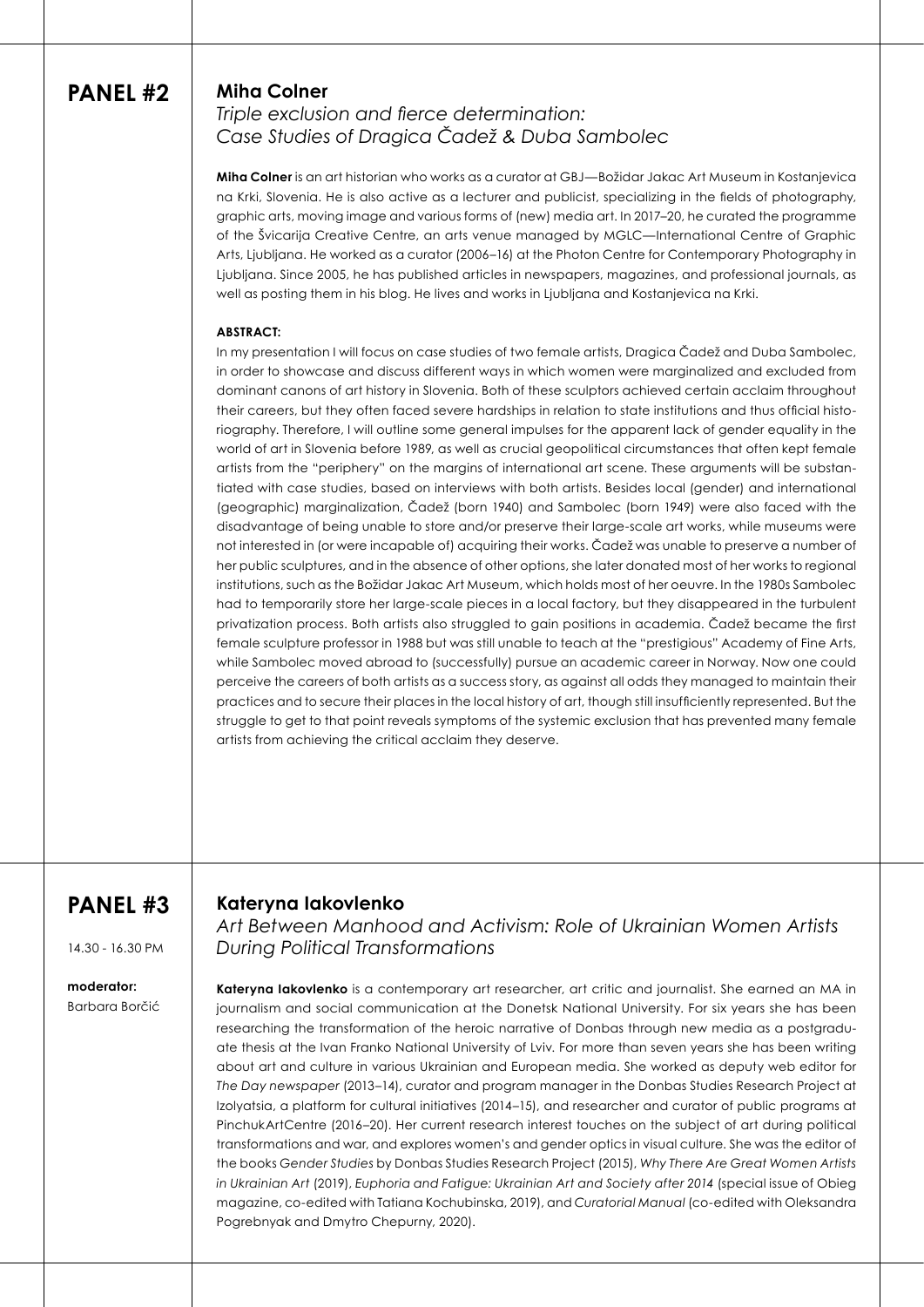## PANEL #2

### Miha Colner

*Triple exclusion and fierce determination: Case Studies of Dragica Čadež & Duba Sambolec*

**Miha Colner** is an art historian who works as a curator at GBJ—Božidar Jakac Art Museum in Kostanjevica na Krki, Slovenia. He is also active as a lecturer and publicist, specializing in the fields of photography, graphic arts, moving image and various forms of (new) media art. In 2017–20, he curated the programme of the Švicarija Creative Centre, an arts venue managed by MGLC—International Centre of Graphic Arts, Ljubljana. He worked as a curator (2006–16) at the Photon Centre for Contemporary Photography in Ljubljana. Since 2005, he has published articles in newspapers, magazines, and professional journals, as well as posting them in his blog. He lives and works in Ljubljana and Kostanjevica na Krki.

**ABSTRACT:**

In my presentation I will focus on case studies of two female artists, Dragica Čadež and Duba Sambolec, in order to showcase and discuss different ways in which women were marginalized and excluded from dominant canons of art history in Slovenia. Both of these sculptors achieved certain acclaim throughout their careers, but they often faced severe hardships in relation to state institutions and thus official historiography. Therefore, I will outline some general impulses for the apparent lack of gender equality in the world of art in Slovenia before 1989, as well as crucial geopolitical circumstances that often kept female artists from the "periphery" on the margins of international art scene. These arguments will be substantiated with case studies, based on interviews with both artists. Besides local (gender) and international (geographic) marginalization, Čadež (born 1940) and Sambolec (born 1949) were also faced with the disadvantage of being unable to store and/or preserve their large-scale art works, while museums were not interested in (or were incapable of) acquiring their works. Čadež was unable to preserve a number of her public sculptures, and in the absence of other options, she later donated most of her works to regional institutions, such as the Božidar Jakac Art Museum, which holds most of her oeuvre. In the 1980s Sambolec had to temporarily store her large-scale pieces in a local factory, but they disappeared in the turbulent privatization process. Both artists also struggled to gain positions in academia. Čadež became the first female sculpture professor in 1988 but was still unable to teach at the "prestigious" Academy of Fine Arts, while Sambolec moved abroad to (successfully) pursue an academic career in Norway. Now one could perceive the careers of both artists as a success story, as against all odds they managed to maintain their practices and to secure their places in the local history of art, though still insufficiently represented. But the struggle to get to that point reveals symptoms of the systemic exclusion that has prevented many female artists from achieving the critical acclaim they deserve.

## PANEL #3

14.30 - 16.30 PM

**moderator:**
Barbara Borčić

### Kateryna Iakovlenko

*Art Between Manhood and Activism: Role of Ukrainian Women Artists During Political Transformations*

**Kateryna Iakovlenko** is a contemporary art researcher, art critic and journalist. She earned an MA in journalism and social communication at the Donetsk National University. For six years she has been researching the transformation of the heroic narrative of Donbas through new media as a postgraduate thesis at the Ivan Franko National University of Lviv. For more than seven years she has been writing about art and culture in various Ukrainian and European media. She worked as deputy web editor for *The Day newspaper* (2013–14), curator and program manager in the Donbas Studies Research Project at Izolyatsia, a platform for cultural initiatives (2014–15), and researcher and curator of public programs at PinchukArtCentre (2016–20). Her current research interest touches on the subject of art during political transformations and war, and explores women's and gender optics in visual culture. She was the editor of the books *Gender Studies* by Donbas Studies Research Project (2015), *Why There Are Great Women Artists in Ukrainian Art* (2019), *Euphoria and Fatigue: Ukrainian Art and Society after 2014* (special issue of Obieg magazine, co-edited with Tatiana Kochubinska, 2019), and *Curatorial Manual* (co-edited with Oleksandra Pogrebnyak and Dmytro Chepurny, 2020).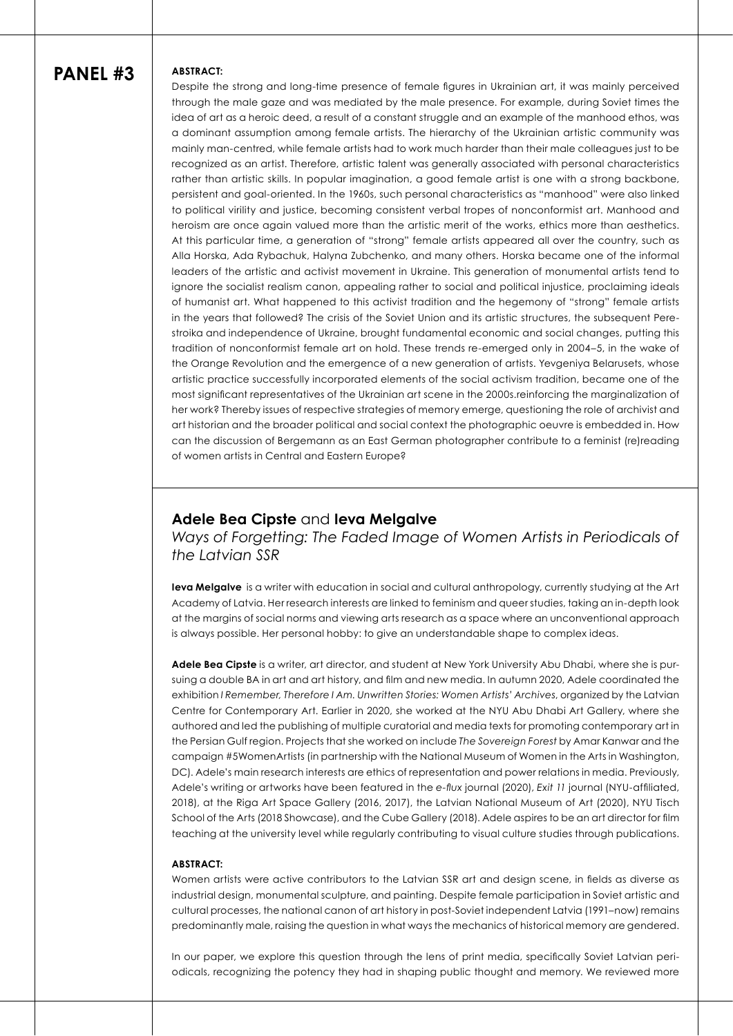## PANEL #3

**ABSTRACT:**

Despite the strong and long-time presence of female figures in Ukrainian art, it was mainly perceived through the male gaze and was mediated by the male presence. For example, during Soviet times the idea of art as a heroic deed, a result of a constant struggle and an example of the manhood ethos, was a dominant assumption among female artists. The hierarchy of the Ukrainian artistic community was mainly man-centred, while female artists had to work much harder than their male colleagues just to be recognized as an artist. Therefore, artistic talent was generally associated with personal characteristics rather than artistic skills. In popular imagination, a good female artist is one with a strong backbone, persistent and goal-oriented. In the 1960s, such personal characteristics as "manhood" were also linked to political virility and justice, becoming consistent verbal tropes of nonconformist art. Manhood and heroism are once again valued more than the artistic merit of the works, ethics more than aesthetics. At this particular time, a generation of "strong" female artists appeared all over the country, such as Alla Horska, Ada Rybachuk, Halyna Zubchenko, and many others. Horska became one of the informal leaders of the artistic and activist movement in Ukraine. This generation of monumental artists tend to ignore the socialist realism canon, appealing rather to social and political injustice, proclaiming ideals of humanist art. What happened to this activist tradition and the hegemony of "strong" female artists in the years that followed? The crisis of the Soviet Union and its artistic structures, the subsequent Perestroika and independence of Ukraine, brought fundamental economic and social changes, putting this tradition of nonconformist female art on hold. These trends re-emerged only in 2004–5, in the wake of the Orange Revolution and the emergence of a new generation of artists. Yevgeniya Belarusets, whose artistic practice successfully incorporated elements of the social activism tradition, became one of the most significant representatives of the Ukrainian art scene in the 2000s.reinforcing the marginalization of her work? Thereby issues of respective strategies of memory emerge, questioning the role of archivist and art historian and the broader political and social context the photographic oeuvre is embedded in. How can the discussion of Bergemann as an East German photographer contribute to a feminist (re)reading of women artists in Central and Eastern Europe?

### **Adele Bea Cipste** and **Ieva Melgalve**

*Ways of Forgetting: The Faded Image of Women Artists in Periodicals of the Latvian SSR*

**Ieva Melgalve** is a writer with education in social and cultural anthropology, currently studying at the Art Academy of Latvia. Her research interests are linked to feminism and queer studies, taking an in-depth look at the margins of social norms and viewing arts research as a space where an unconventional approach is always possible. Her personal hobby: to give an understandable shape to complex ideas.

**Adele Bea Cipste** is a writer, art director, and student at New York University Abu Dhabi, where she is pursuing a double BA in art and art history, and film and new media. In autumn 2020, Adele coordinated the exhibition *I Remember, Therefore I Am. Unwritten Stories: Women Artists' Archives*, organized by the Latvian Centre for Contemporary Art. Earlier in 2020, she worked at the NYU Abu Dhabi Art Gallery, where she authored and led the publishing of multiple curatorial and media texts for promoting contemporary art in the Persian Gulf region. Projects that she worked on include *The Sovereign Forest* by Amar Kanwar and the campaign #5WomenArtists (in partnership with the National Museum of Women in the Arts in Washington, DC). Adele's main research interests are ethics of representation and power relations in media. Previously, Adele's writing or artworks have been featured in the *e-flux* journal (2020), *Exit 11* journal (NYU-affiliated, 2018), at the Riga Art Space Gallery (2016, 2017), the Latvian National Museum of Art (2020), NYU Tisch School of the Arts (2018 Showcase), and the Cube Gallery (2018). Adele aspires to be an art director for film teaching at the university level while regularly contributing to visual culture studies through publications.

**ABSTRACT:**

Women artists were active contributors to the Latvian SSR art and design scene, in fields as diverse as industrial design, monumental sculpture, and painting. Despite female participation in Soviet artistic and cultural processes, the national canon of art history in post-Soviet independent Latvia (1991–now) remains predominantly male, raising the question in what ways the mechanics of historical memory are gendered.

In our paper, we explore this question through the lens of print media, specifically Soviet Latvian periodicals, recognizing the potency they had in shaping public thought and memory. We reviewed more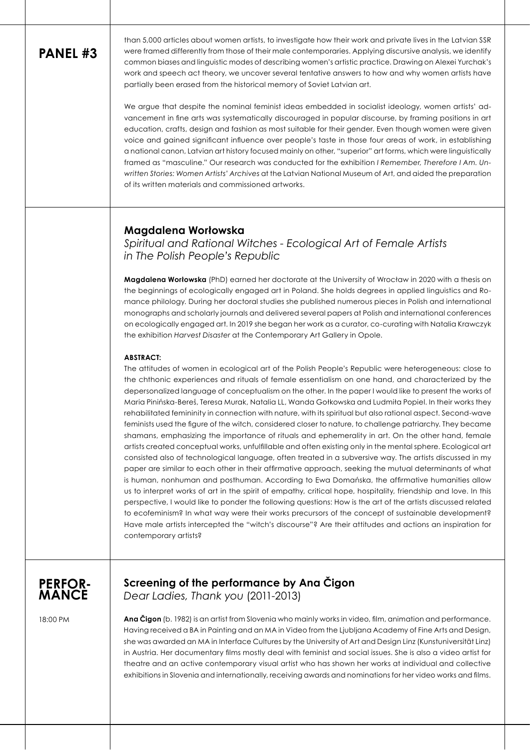## PANEL #3

than 5,000 articles about women artists, to investigate how their work and private lives in the Latvian SSR were framed differently from those of their male contemporaries. Applying discursive analysis, we identify common biases and linguistic modes of describing women's artistic practice. Drawing on Alexei Yurchak's work and speech act theory, we uncover several tentative answers to how and why women artists have partially been erased from the historical memory of Soviet Latvian art.

We argue that despite the nominal feminist ideas embedded in socialist ideology, women artists' advancement in fine arts was systematically discouraged in popular discourse, by framing positions in art education, crafts, design and fashion as most suitable for their gender. Even though women were given voice and gained significant influence over people's taste in those four areas of work, in establishing a national canon, Latvian art history focused mainly on other, "superior" art forms, which were linguistically framed as "masculine." Our research was conducted for the exhibition *I Remember, Therefore I Am. Unwritten Stories: Women Artists' Archives* at the Latvian National Museum of Art, and aided the preparation of its written materials and commissioned artworks.

### Magdalena Worłowska

*Spiritual and Rational Witches - Ecological Art of Female Artists in The Polish People's Republic*

**Magdalena Worłowska** (PhD) earned her doctorate at the University of Wrocław in 2020 with a thesis on the beginnings of ecologically engaged art in Poland. She holds degrees in applied linguistics and Romance philology. During her doctoral studies she published numerous pieces in Polish and international monographs and scholarly journals and delivered several papers at Polish and international conferences on ecologically engaged art. In 2019 she began her work as a curator, co-curating with Natalia Krawczyk the exhibition *Harvest Disaster* at the Contemporary Art Gallery in Opole.

**ABSTRACT:**

The attitudes of women in ecological art of the Polish People's Republic were heterogeneous: close to the chthonic experiences and rituals of female essentialism on one hand, and characterized by the depersonalized language of conceptualism on the other. In the paper I would like to present the works of Maria Pinińska-Bereś, Teresa Murak, Natalia LL, Wanda Gołkowska and Ludmiła Popiel. In their works they rehabilitated femininity in connection with nature, with its spiritual but also rational aspect. Second-wave feminists used the figure of the witch, considered closer to nature, to challenge patriarchy. They became shamans, emphasizing the importance of rituals and ephemerality in art. On the other hand, female artists created conceptual works, unfulfillable and often existing only in the mental sphere. Ecological art consisted also of technological language, often treated in a subversive way. The artists discussed in my paper are similar to each other in their affirmative approach, seeking the mutual determinants of what is human, nonhuman and posthuman. According to Ewa Domańska, the affirmative humanities allow us to interpret works of art in the spirit of empathy, critical hope, hospitality, friendship and love. In this perspective, I would like to ponder the following questions: How is the art of the artists discussed related to ecofeminism? In what way were their works precursors of the concept of sustainable development? Have male artists intercepted the "witch's discourse"? Are their attitudes and actions an inspiration for contemporary artists?

## PERFORMANCE

18:00 PM

### Screening of the performance by Ana Čigon

*Dear Ladies, Thank you* (2011-2013)

**Ana Čigon** (b. 1982) is an artist from Slovenia who mainly works in video, film, animation and performance. Having received a BA in Painting and an MA in Video from the Ljubljana Academy of Fine Arts and Design, she was awarded an MA in Interface Cultures by the University of Art and Design Linz (Kunstuniversität Linz) in Austria. Her documentary films mostly deal with feminist and social issues. She is also a video artist for theatre and an active contemporary visual artist who has shown her works at individual and collective exhibitions in Slovenia and internationally, receiving awards and nominations for her video works and films.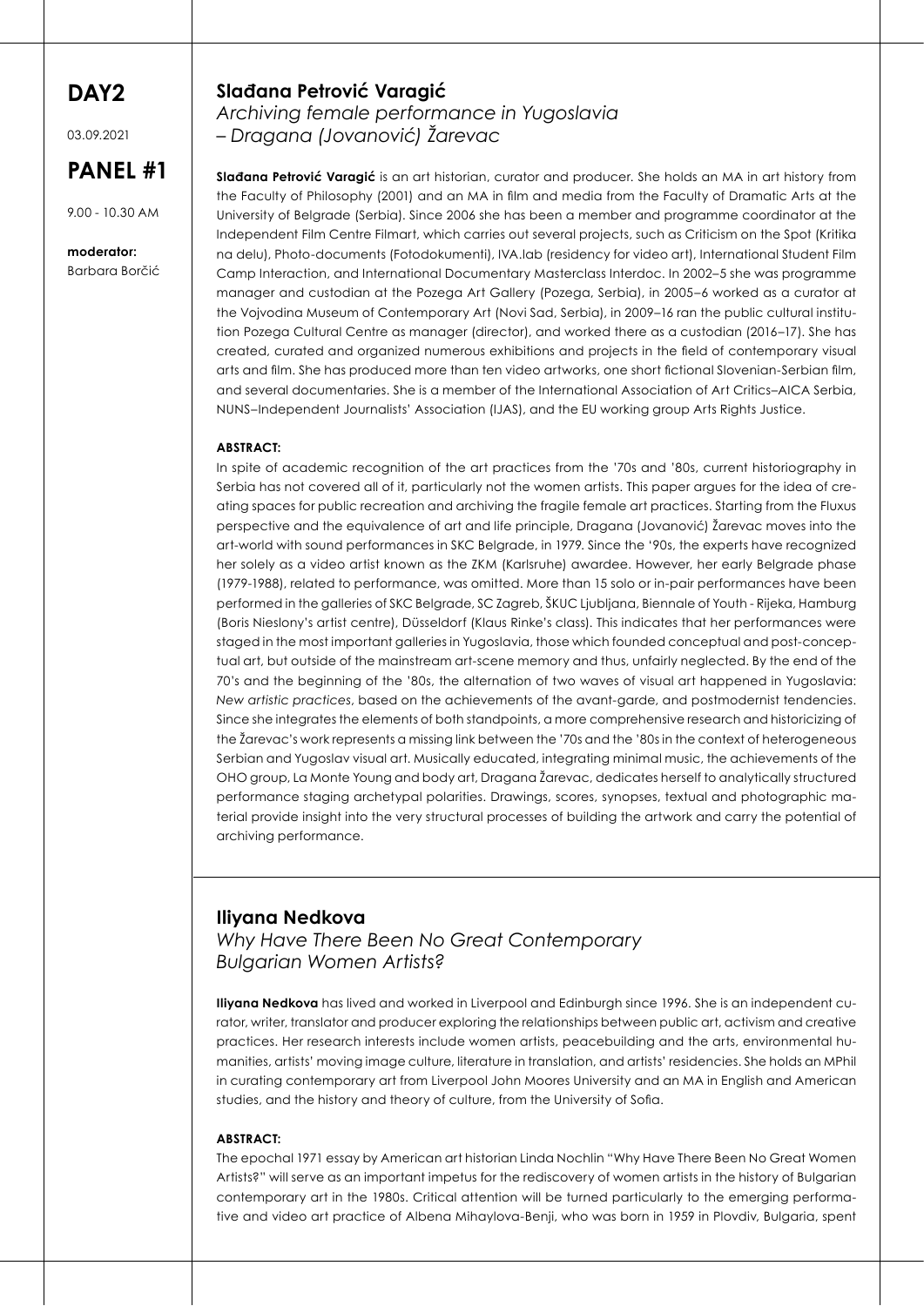**DAY2**

03.09.2021

**PANEL #1**

9.00 - 10.30 AM

**moderator:**
Barbara Borčić

## Slađana Petrović Varagić

*Archiving female performance in Yugoslavia – Dragana (Jovanović) Žarevac*

**Slađana Petrović Varagić** is an art historian, curator and producer. She holds an MA in art history from the Faculty of Philosophy (2001) and an MA in film and media from the Faculty of Dramatic Arts at the University of Belgrade (Serbia). Since 2006 she has been a member and programme coordinator at the Independent Film Centre Filmart, which carries out several projects, such as Criticism on the Spot (Kritika na delu), Photo-documents (Fotodokumenti), IVA.lab (residency for video art), International Student Film Camp Interaction, and International Documentary Masterclass Interdoc. In 2002–5 she was programme manager and custodian at the Pozega Art Gallery (Pozega, Serbia), in 2005–6 worked as a curator at the Vojvodina Museum of Contemporary Art (Novi Sad, Serbia), in 2009–16 ran the public cultural institution Pozega Cultural Centre as manager (director), and worked there as a custodian (2016–17). She has created, curated and organized numerous exhibitions and projects in the field of contemporary visual arts and film. She has produced more than ten video artworks, one short fictional Slovenian-Serbian film, and several documentaries. She is a member of the International Association of Art Critics–AICA Serbia, NUNS–Independent Journalists' Association (IJAS), and the EU working group Arts Rights Justice.

**ABSTRACT:**

In spite of academic recognition of the art practices from the '70s and '80s, current historiography in Serbia has not covered all of it, particularly not the women artists. This paper argues for the idea of creating spaces for public recreation and archiving the fragile female art practices. Starting from the Fluxus perspective and the equivalence of art and life principle, Dragana (Jovanović) Žarevac moves into the art-world with sound performances in SKC Belgrade, in 1979. Since the '90s, the experts have recognized her solely as a video artist known as the ZKM (Karlsruhe) awardee. However, her early Belgrade phase (1979-1988), related to performance, was omitted. More than 15 solo or in-pair performances have been performed in the galleries of SKC Belgrade, SC Zagreb, ŠKUC Ljubljana, Biennale of Youth - Rijeka, Hamburg (Boris Nieslony's artist centre), Düsseldorf (Klaus Rinke's class). This indicates that her performances were staged in the most important galleries in Yugoslavia, those which founded conceptual and post-conceptual art, but outside of the mainstream art-scene memory and thus, unfairly neglected. By the end of the 70's and the beginning of the '80s, the alternation of two waves of visual art happened in Yugoslavia: *New artistic practices*, based on the achievements of the avant-garde, and postmodernist tendencies. Since she integrates the elements of both standpoints, a more comprehensive research and historicizing of the Žarevac's work represents a missing link between the '70s and the '80s in the context of heterogeneous Serbian and Yugoslav visual art. Musically educated, integrating minimal music, the achievements of the OHO group, La Monte Young and body art, Dragana Žarevac, dedicates herself to analytically structured performance staging archetypal polarities. Drawings, scores, synopses, textual and photographic material provide insight into the very structural processes of building the artwork and carry the potential of archiving performance.

## Iliyana Nedkova

*Why Have There Been No Great Contemporary Bulgarian Women Artists?*

**Iliyana Nedkova** has lived and worked in Liverpool and Edinburgh since 1996. She is an independent curator, writer, translator and producer exploring the relationships between public art, activism and creative practices. Her research interests include women artists, peacebuilding and the arts, environmental humanities, artists' moving image culture, literature in translation, and artists' residencies. She holds an MPhil in curating contemporary art from Liverpool John Moores University and an MA in English and American studies, and the history and theory of culture, from the University of Sofia.

**ABSTRACT:**

The epochal 1971 essay by American art historian Linda Nochlin "Why Have There Been No Great Women Artists?" will serve as an important impetus for the rediscovery of women artists in the history of Bulgarian contemporary art in the 1980s. Critical attention will be turned particularly to the emerging performative and video art practice of Albena Mihaylova-Benji, who was born in 1959 in Plovdiv, Bulgaria, spent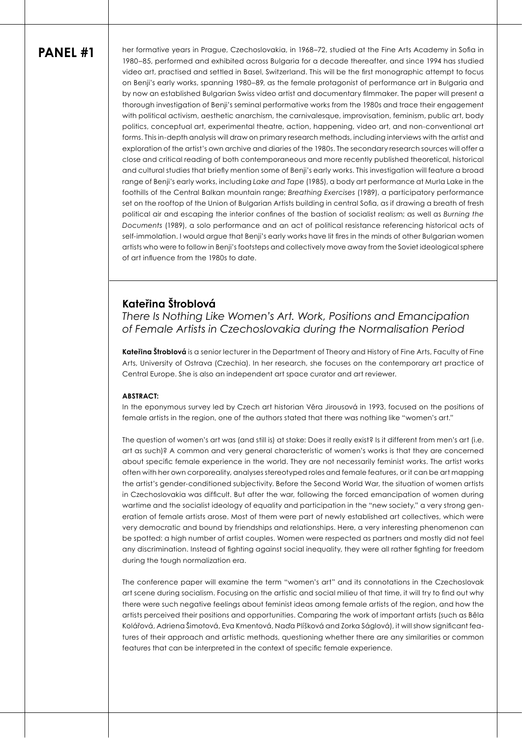## PANEL #1

her formative years in Prague, Czechoslovakia, in 1968–72, studied at the Fine Arts Academy in Sofia in 1980–85, performed and exhibited across Bulgaria for a decade thereafter, and since 1994 has studied video art, practised and settled in Basel, Switzerland. This will be the first monographic attempt to focus on Benji's early works, spanning 1980–89, as the female protagonist of performance art in Bulgaria and by now an established Bulgarian Swiss video artist and documentary filmmaker. The paper will present a thorough investigation of Benji's seminal performative works from the 1980s and trace their engagement with political activism, aesthetic anarchism, the carnivalesque, improvisation, feminism, public art, body politics, conceptual art, experimental theatre, action, happening, video art, and non-conventional art forms. This in-depth analysis will draw on primary research methods, including interviews with the artist and exploration of the artist's own archive and diaries of the 1980s. The secondary research sources will offer a close and critical reading of both contemporaneous and more recently published theoretical, historical and cultural studies that briefly mention some of Benji's early works. This investigation will feature a broad range of Benji's early works, including *Lake and Tape* (1985), a body art performance at Murla Lake in the foothills of the Central Balkan mountain range; *Breathing Exercises* (1989), a participatory performance set on the rooftop of the Union of Bulgarian Artists building in central Sofia, as if drawing a breath of fresh political air and escaping the interior confines of the bastion of socialist realism; as well as *Burning the Documents* (1989), a solo performance and an act of political resistance referencing historical acts of self-immolation. I would argue that Benji's early works have lit fires in the minds of other Bulgarian women artists who were to follow in Benji's footsteps and collectively move away from the Soviet ideological sphere of art influence from the 1980s to date.

### Kateřina Štroblová

*There Is Nothing Like Women's Art. Work, Positions and Emancipation of Female Artists in Czechoslovakia during the Normalisation Period*

**Kateřina Štroblová** is a senior lecturer in the Department of Theory and History of Fine Arts, Faculty of Fine Arts, University of Ostrava (Czechia). In her research, she focuses on the contemporary art practice of Central Europe. She is also an independent art space curator and art reviewer.

**ABSTRACT:**

In the eponymous survey led by Czech art historian Věra Jirousová in 1993, focused on the positions of female artists in the region, one of the authors stated that there was nothing like "women's art."

The question of women's art was (and still is) at stake: Does it really exist? Is it different from men's art (i.e. art as such)? A common and very general characteristic of women's works is that they are concerned about specific female experience in the world. They are not necessarily feminist works. The artist works often with her own corporeality, analyses stereotyped roles and female features, or it can be art mapping the artist's gender-conditioned subjectivity. Before the Second World War, the situation of women artists in Czechoslovakia was difficult. But after the war, following the forced emancipation of women during wartime and the socialist ideology of equality and participation in the "new society," a very strong generation of female artists arose. Most of them were part of newly established art collectives, which were very democratic and bound by friendships and relationships. Here, a very interesting phenomenon can be spotted: a high number of artist couples. Women were respected as partners and mostly did not feel any discrimination. Instead of fighting against social inequality, they were all rather fighting for freedom during the tough normalization era.

The conference paper will examine the term "women's art" and its connotations in the Czechoslovak art scene during socialism. Focusing on the artistic and social milieu of that time, it will try to find out why there were such negative feelings about feminist ideas among female artists of the region, and how the artists perceived their positions and opportunities. Comparing the work of important artists (such as Běla Kolářová, Adriena Šimotová, Eva Kmentová, Naďa Plíšková and Zorka Ságlová), it will show significant features of their approach and artistic methods, questioning whether there are any similarities or common features that can be interpreted in the context of specific female experience.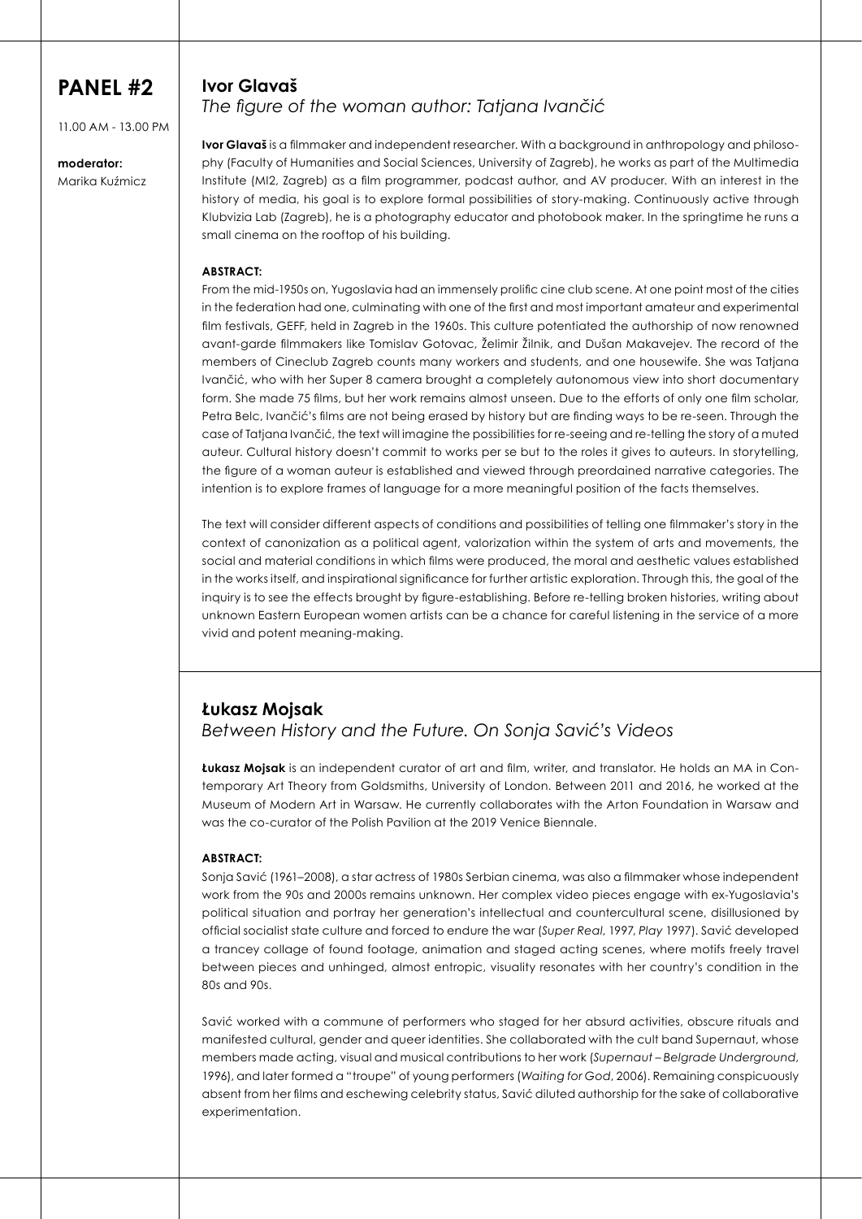# PANEL #2

11.00 AM - 13.00 PM

**moderator:**
Marika Kuźmicz

## Ivor Glavaš

*The figure of the woman author: Tatjana Ivančić*

**Ivor Glavaš** is a filmmaker and independent researcher. With a background in anthropology and philosophy (Faculty of Humanities and Social Sciences, University of Zagreb), he works as part of the Multimedia Institute (MI2, Zagreb) as a film programmer, podcast author, and AV producer. With an interest in the history of media, his goal is to explore formal possibilities of story-making. Continuously active through Klubvizia Lab (Zagreb), he is a photography educator and photobook maker. In the springtime he runs a small cinema on the rooftop of his building.

**ABSTRACT:**

From the mid-1950s on, Yugoslavia had an immensely prolific cine club scene. At one point most of the cities in the federation had one, culminating with one of the first and most important amateur and experimental film festivals, GEFF, held in Zagreb in the 1960s. This culture potentiated the authorship of now renowned avant-garde filmmakers like Tomislav Gotovac, Želimir Žilnik, and Dušan Makavejev. The record of the members of Cineclub Zagreb counts many workers and students, and one housewife. She was Tatjana Ivančić, who with her Super 8 camera brought a completely autonomous view into short documentary form. She made 75 films, but her work remains almost unseen. Due to the efforts of only one film scholar, Petra Belc, Ivančić's films are not being erased by history but are finding ways to be re-seen. Through the case of Tatjana Ivančić, the text will imagine the possibilities for re-seeing and re-telling the story of a muted auteur. Cultural history doesn't commit to works per se but to the roles it gives to auteurs. In storytelling, the figure of a woman auteur is established and viewed through preordained narrative categories. The intention is to explore frames of language for a more meaningful position of the facts themselves.

The text will consider different aspects of conditions and possibilities of telling one filmmaker's story in the context of canonization as a political agent, valorization within the system of arts and movements, the social and material conditions in which films were produced, the moral and aesthetic values established in the works itself, and inspirational significance for further artistic exploration. Through this, the goal of the inquiry is to see the effects brought by figure-establishing. Before re-telling broken histories, writing about unknown Eastern European women artists can be a chance for careful listening in the service of a more vivid and potent meaning-making.

## Łukasz Mojsak

*Between History and the Future. On Sonja Savić's Videos*

**Łukasz Mojsak** is an independent curator of art and film, writer, and translator. He holds an MA in Contemporary Art Theory from Goldsmiths, University of London. Between 2011 and 2016, he worked at the Museum of Modern Art in Warsaw. He currently collaborates with the Arton Foundation in Warsaw and was the co-curator of the Polish Pavilion at the 2019 Venice Biennale.

**ABSTRACT:**

Sonja Savić (1961–2008), a star actress of 1980s Serbian cinema, was also a filmmaker whose independent work from the 90s and 2000s remains unknown. Her complex video pieces engage with ex-Yugoslavia's political situation and portray her generation's intellectual and countercultural scene, disillusioned by official socialist state culture and forced to endure the war (*Super Real*, 1997, *Play* 1997). Savić developed a trancey collage of found footage, animation and staged acting scenes, where motifs freely travel between pieces and unhinged, almost entropic, visuality resonates with her country's condition in the 80s and 90s.

Savić worked with a commune of performers who staged for her absurd activities, obscure rituals and manifested cultural, gender and queer identities. She collaborated with the cult band Supernaut, whose members made acting, visual and musical contributions to her work (*Supernaut – Belgrade Underground*, 1996), and later formed a "troupe" of young performers (*Waiting for God*, 2006). Remaining conspicuously absent from her films and eschewing celebrity status, Savić diluted authorship for the sake of collaborative experimentation.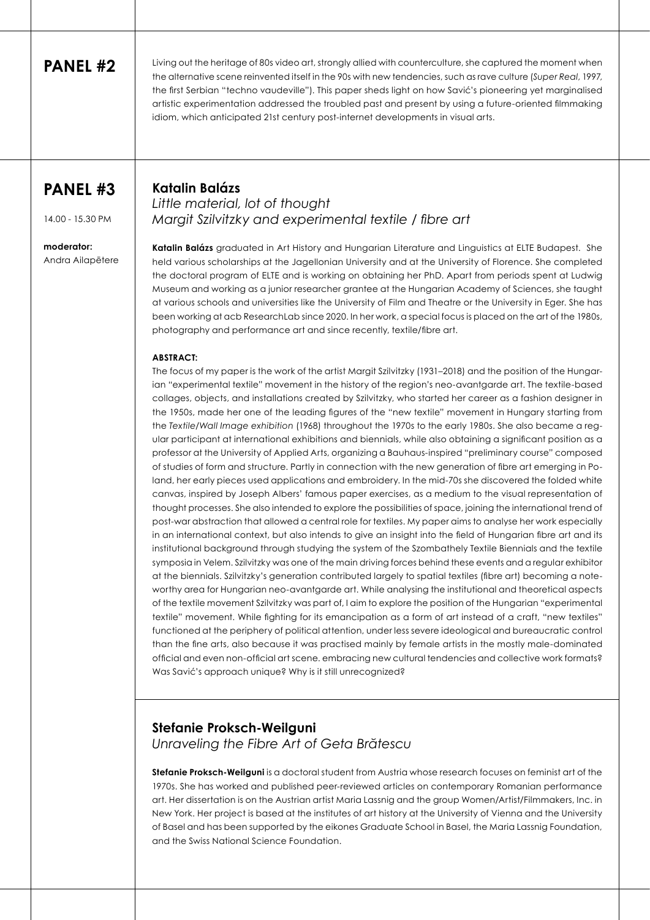## PANEL #2

Living out the heritage of 80s video art, strongly allied with counterculture, she captured the moment when the alternative scene reinvented itself in the 90s with new tendencies, such as rave culture (*Super Real*, 1997, the first Serbian "techno vaudeville"). This paper sheds light on how Savić's pioneering yet marginalised artistic experimentation addressed the troubled past and present by using a future-oriented filmmaking idiom, which anticipated 21st century post-internet developments in visual arts.

## PANEL #3

14.00 - 15.30 PM

**moderator:**
Andra Ailapētere

### Katalin Balázs

*Little material, lot of thought*
*Margit Szilvitzky and experimental textile / fibre art*

**Katalin Balázs** graduated in Art History and Hungarian Literature and Linguistics at ELTE Budapest. She held various scholarships at the Jagellonian University and at the University of Florence. She completed the doctoral program of ELTE and is working on obtaining her PhD. Apart from periods spent at Ludwig Museum and working as a junior researcher grantee at the Hungarian Academy of Sciences, she taught at various schools and universities like the University of Film and Theatre or the University in Eger. She has been working at acb ResearchLab since 2020. In her work, a special focus is placed on the art of the 1980s, photography and performance art and since recently, textile/fibre art.

**ABSTRACT:**

The focus of my paper is the work of the artist Margit Szilvitzky (1931–2018) and the position of the Hungarian "experimental textile" movement in the history of the region's neo-avantgarde art. The textile-based collages, objects, and installations created by Szilvitzky, who started her career as a fashion designer in the 1950s, made her one of the leading figures of the "new textile" movement in Hungary starting from the *Textile/Wall Image exhibition* (1968) throughout the 1970s to the early 1980s. She also became a regular participant at international exhibitions and biennials, while also obtaining a significant position as a professor at the University of Applied Arts, organizing a Bauhaus-inspired "preliminary course" composed of studies of form and structure. Partly in connection with the new generation of fibre art emerging in Poland, her early pieces used applications and embroidery. In the mid-70s she discovered the folded white canvas, inspired by Joseph Albers' famous paper exercises, as a medium to the visual representation of thought processes. She also intended to explore the possibilities of space, joining the international trend of post-war abstraction that allowed a central role for textiles. My paper aims to analyse her work especially in an international context, but also intends to give an insight into the field of Hungarian fibre art and its institutional background through studying the system of the Szombathely Textile Biennials and the textile symposia in Velem. Szilvitzky was one of the main driving forces behind these events and a regular exhibitor at the biennials. Szilvitzky's generation contributed largely to spatial textiles (fibre art) becoming a noteworthy area for Hungarian neo-avantgarde art. While analysing the institutional and theoretical aspects of the textile movement Szilvitzky was part of, I aim to explore the position of the Hungarian "experimental textile" movement. While fighting for its emancipation as a form of art instead of a craft, "new textiles" functioned at the periphery of political attention, under less severe ideological and bureaucratic control than the fine arts, also because it was practised mainly by female artists in the mostly male-dominated official and even non-official art scene. embracing new cultural tendencies and collective work formats? Was Savić's approach unique? Why is it still unrecognized?

### Stefanie Proksch-Weilguni

*Unraveling the Fibre Art of Geta Brătescu*

**Stefanie Proksch-Weilguni** is a doctoral student from Austria whose research focuses on feminist art of the 1970s. She has worked and published peer-reviewed articles on contemporary Romanian performance art. Her dissertation is on the Austrian artist Maria Lassnig and the group Women/Artist/Filmmakers, Inc. in New York. Her project is based at the institutes of art history at the University of Vienna and the University of Basel and has been supported by the eikones Graduate School in Basel, the Maria Lassnig Foundation, and the Swiss National Science Foundation.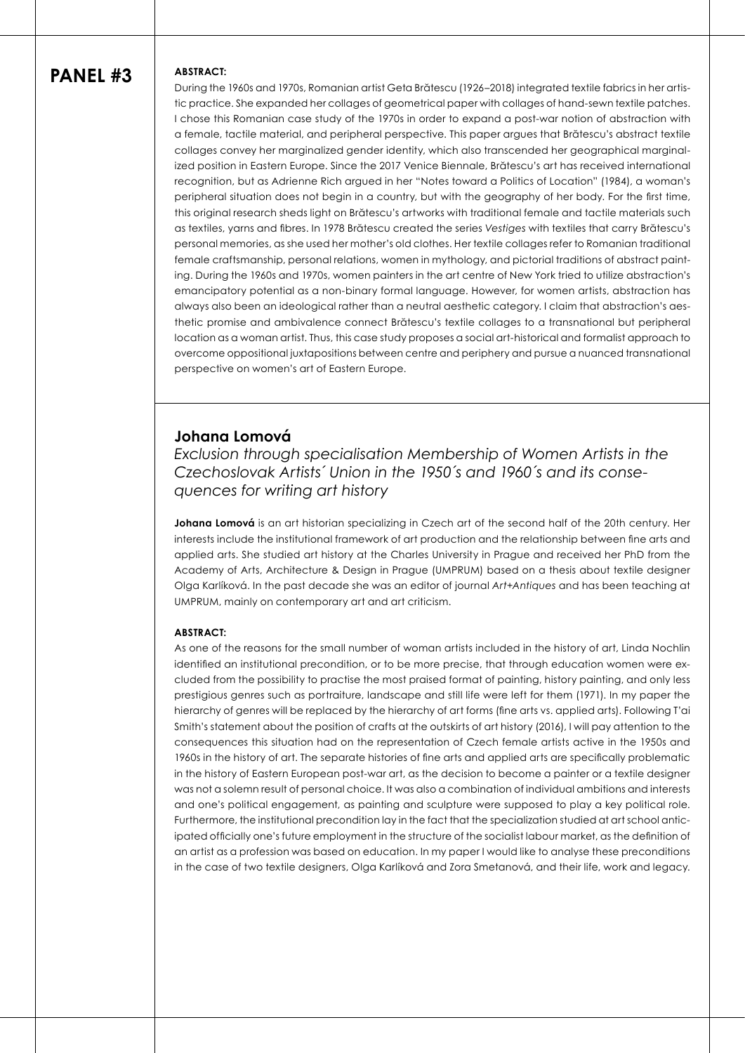# PANEL #3

**ABSTRACT:**

During the 1960s and 1970s, Romanian artist Geta Brătescu (1926–2018) integrated textile fabrics in her artistic practice. She expanded her collages of geometrical paper with collages of hand-sewn textile patches. I chose this Romanian case study of the 1970s in order to expand a post-war notion of abstraction with a female, tactile material, and peripheral perspective. This paper argues that Brătescu's abstract textile collages convey her marginalized gender identity, which also transcended her geographical marginalized position in Eastern Europe. Since the 2017 Venice Biennale, Brătescu's art has received international recognition, but as Adrienne Rich argued in her "Notes toward a Politics of Location" (1984), a woman's peripheral situation does not begin in a country, but with the geography of her body. For the first time, this original research sheds light on Brătescu's artworks with traditional female and tactile materials such as textiles, yarns and fibres. In 1978 Brătescu created the series *Vestiges* with textiles that carry Brătescu's personal memories, as she used her mother's old clothes. Her textile collages refer to Romanian traditional female craftsmanship, personal relations, women in mythology, and pictorial traditions of abstract painting. During the 1960s and 1970s, women painters in the art centre of New York tried to utilize abstraction's emancipatory potential as a non-binary formal language. However, for women artists, abstraction has always also been an ideological rather than a neutral aesthetic category. I claim that abstraction's aesthetic promise and ambivalence connect Brătescu's textile collages to a transnational but peripheral location as a woman artist. Thus, this case study proposes a social art-historical and formalist approach to overcome oppositional juxtapositions between centre and periphery and pursue a nuanced transnational perspective on women's art of Eastern Europe.

## Johana Lomová

*Exclusion through specialisation Membership of Women Artists in the Czechoslovak Artists´ Union in the 1950´s and 1960´s and its consequences for writing art history*

**Johana Lomová** is an art historian specializing in Czech art of the second half of the 20th century. Her interests include the institutional framework of art production and the relationship between fine arts and applied arts. She studied art history at the Charles University in Prague and received her PhD from the Academy of Arts, Architecture & Design in Prague (UMPRUM) based on a thesis about textile designer Olga Karlíková. In the past decade she was an editor of journal *Art+Antiques* and has been teaching at UMPRUM, mainly on contemporary art and art criticism.

**ABSTRACT:**

As one of the reasons for the small number of woman artists included in the history of art, Linda Nochlin identified an institutional precondition, or to be more precise, that through education women were excluded from the possibility to practise the most praised format of painting, history painting, and only less prestigious genres such as portraiture, landscape and still life were left for them (1971). In my paper the hierarchy of genres will be replaced by the hierarchy of art forms (fine arts vs. applied arts). Following T'ai Smith's statement about the position of crafts at the outskirts of art history (2016), I will pay attention to the consequences this situation had on the representation of Czech female artists active in the 1950s and 1960s in the history of art. The separate histories of fine arts and applied arts are specifically problematic in the history of Eastern European post-war art, as the decision to become a painter or a textile designer was not a solemn result of personal choice. It was also a combination of individual ambitions and interests and one's political engagement, as painting and sculpture were supposed to play a key political role. Furthermore, the institutional precondition lay in the fact that the specialization studied at art school anticipated officially one's future employment in the structure of the socialist labour market, as the definition of an artist as a profession was based on education. In my paper I would like to analyse these preconditions in the case of two textile designers, Olga Karlíková and Zora Smetanová, and their life, work and legacy.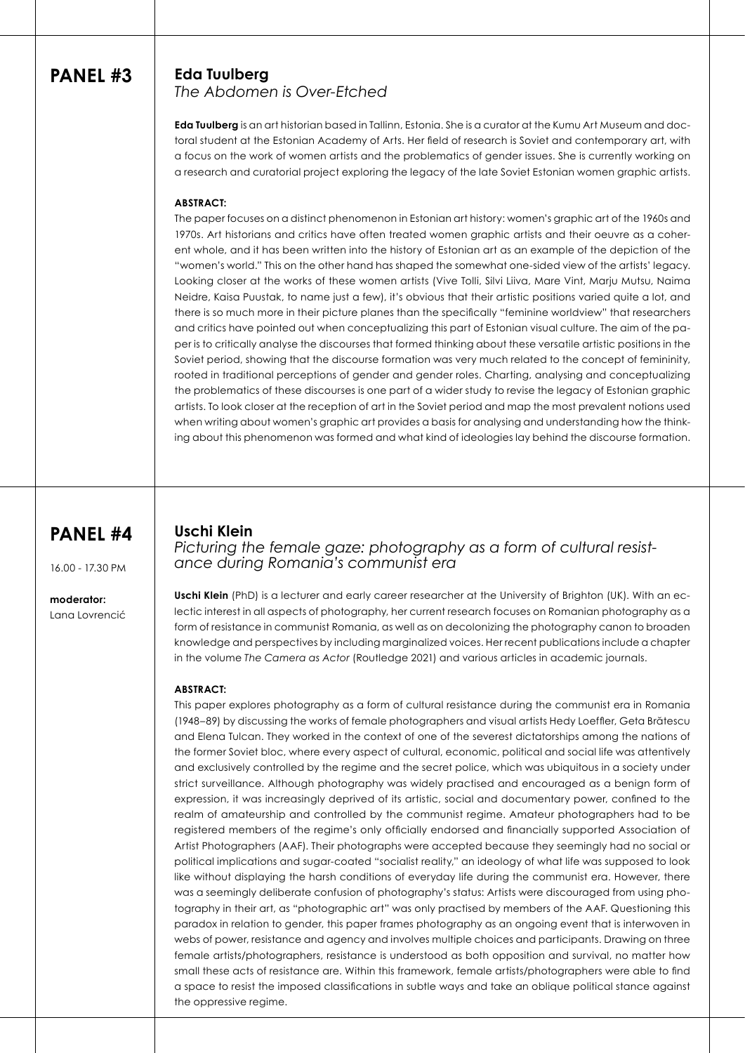## PANEL #3

### Eda Tuulberg

*The Abdomen is Over-Etched*

**Eda Tuulberg** is an art historian based in Tallinn, Estonia. She is a curator at the Kumu Art Museum and doctoral student at the Estonian Academy of Arts. Her field of research is Soviet and contemporary art, with a focus on the work of women artists and the problematics of gender issues. She is currently working on a research and curatorial project exploring the legacy of the late Soviet Estonian women graphic artists.

**ABSTRACT:**

The paper focuses on a distinct phenomenon in Estonian art history: women's graphic art of the 1960s and 1970s. Art historians and critics have often treated women graphic artists and their oeuvre as a coherent whole, and it has been written into the history of Estonian art as an example of the depiction of the "women's world." This on the other hand has shaped the somewhat one-sided view of the artists' legacy. Looking closer at the works of these women artists (Vive Tolli, Silvi Liiva, Mare Vint, Marju Mutsu, Naima Neidre, Kaisa Puustak, to name just a few), it's obvious that their artistic positions varied quite a lot, and there is so much more in their picture planes than the specifically "feminine worldview" that researchers and critics have pointed out when conceptualizing this part of Estonian visual culture. The aim of the paper is to critically analyse the discourses that formed thinking about these versatile artistic positions in the Soviet period, showing that the discourse formation was very much related to the concept of femininity, rooted in traditional perceptions of gender and gender roles. Charting, analysing and conceptualizing the problematics of these discourses is one part of a wider study to revise the legacy of Estonian graphic artists. To look closer at the reception of art in the Soviet period and map the most prevalent notions used when writing about women's graphic art provides a basis for analysing and understanding how the thinking about this phenomenon was formed and what kind of ideologies lay behind the discourse formation.

## PANEL #4

16.00 - 17.30 PM

**moderator:**
Lana Lovrencić

### Uschi Klein

*Picturing the female gaze: photography as a form of cultural resistance during Romania's communist era*

**Uschi Klein** (PhD) is a lecturer and early career researcher at the University of Brighton (UK). With an eclectic interest in all aspects of photography, her current research focuses on Romanian photography as a form of resistance in communist Romania, as well as on decolonizing the photography canon to broaden knowledge and perspectives by including marginalized voices. Her recent publications include a chapter in the volume *The Camera as Actor* (Routledge 2021) and various articles in academic journals.

**ABSTRACT:**

This paper explores photography as a form of cultural resistance during the communist era in Romania (1948–89) by discussing the works of female photographers and visual artists Hedy Loeffler, Geta Brătescu and Elena Tulcan. They worked in the context of one of the severest dictatorships among the nations of the former Soviet bloc, where every aspect of cultural, economic, political and social life was attentively and exclusively controlled by the regime and the secret police, which was ubiquitous in a society under strict surveillance. Although photography was widely practised and encouraged as a benign form of expression, it was increasingly deprived of its artistic, social and documentary power, confined to the realm of amateurship and controlled by the communist regime. Amateur photographers had to be registered members of the regime's only officially endorsed and financially supported Association of Artist Photographers (AAF). Their photographs were accepted because they seemingly had no social or political implications and sugar-coated "socialist reality," an ideology of what life was supposed to look like without displaying the harsh conditions of everyday life during the communist era. However, there was a seemingly deliberate confusion of photography's status: Artists were discouraged from using photography in their art, as "photographic art" was only practised by members of the AAF. Questioning this paradox in relation to gender, this paper frames photography as an ongoing event that is interwoven in webs of power, resistance and agency and involves multiple choices and participants. Drawing on three female artists/photographers, resistance is understood as both opposition and survival, no matter how small these acts of resistance are. Within this framework, female artists/photographers were able to find a space to resist the imposed classifications in subtle ways and take an oblique political stance against the oppressive regime.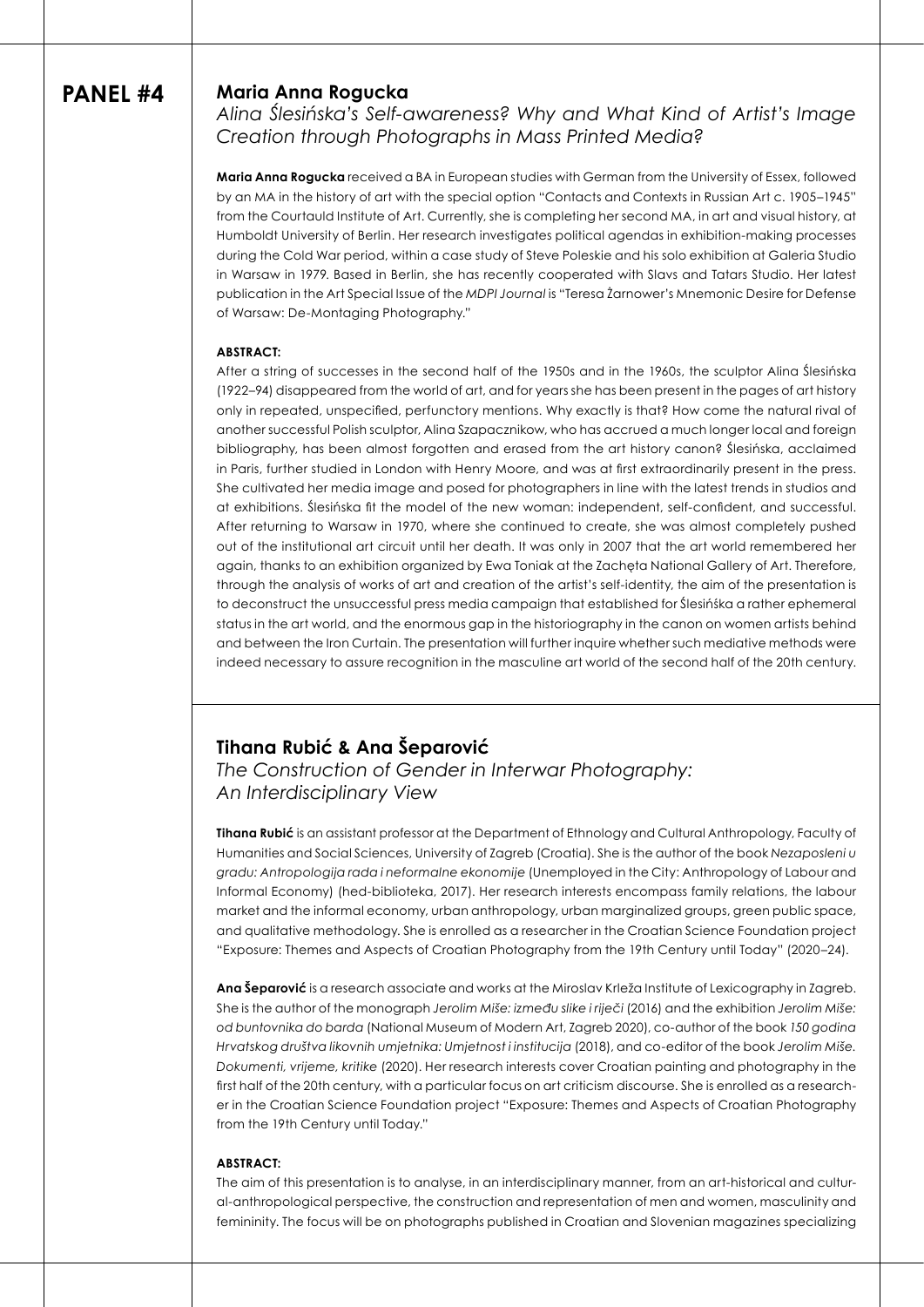# PANEL #4

## Maria Anna Rogucka

*Alina Ślesińska's Self-awareness? Why and What Kind of Artist's Image Creation through Photographs in Mass Printed Media?*

**Maria Anna Rogucka** received a BA in European studies with German from the University of Essex, followed by an MA in the history of art with the special option "Contacts and Contexts in Russian Art c. 1905–1945" from the Courtauld Institute of Art. Currently, she is completing her second MA, in art and visual history, at Humboldt University of Berlin. Her research investigates political agendas in exhibition-making processes during the Cold War period, within a case study of Steve Poleskie and his solo exhibition at Galeria Studio in Warsaw in 1979. Based in Berlin, she has recently cooperated with Slavs and Tatars Studio. Her latest publication in the Art Special Issue of the *MDPI Journal* is "Teresa Żarnower's Mnemonic Desire for Defense of Warsaw: De-Montaging Photography."

**ABSTRACT:**

After a string of successes in the second half of the 1950s and in the 1960s, the sculptor Alina Ślesińska (1922–94) disappeared from the world of art, and for years she has been present in the pages of art history only in repeated, unspecified, perfunctory mentions. Why exactly is that? How come the natural rival of another successful Polish sculptor, Alina Szapacznikow, who has accrued a much longer local and foreign bibliography, has been almost forgotten and erased from the art history canon? Ślesińska, acclaimed in Paris, further studied in London with Henry Moore, and was at first extraordinarily present in the press. She cultivated her media image and posed for photographers in line with the latest trends in studios and at exhibitions. Ślesińska fit the model of the new woman: independent, self-confident, and successful. After returning to Warsaw in 1970, where she continued to create, she was almost completely pushed out of the institutional art circuit until her death. It was only in 2007 that the art world remembered her again, thanks to an exhibition organized by Ewa Toniak at the Zachęta National Gallery of Art. Therefore, through the analysis of works of art and creation of the artist's self-identity, the aim of the presentation is to deconstruct the unsuccessful press media campaign that established for Ślesińska a rather ephemeral status in the art world, and the enormous gap in the historiography in the canon on women artists behind and between the Iron Curtain. The presentation will further inquire whether such mediative methods were indeed necessary to assure recognition in the masculine art world of the second half of the 20th century.

## Tihana Rubić & Ana Šeparović

*The Construction of Gender in Interwar Photography: An Interdisciplinary View*

**Tihana Rubić** is an assistant professor at the Department of Ethnology and Cultural Anthropology, Faculty of Humanities and Social Sciences, University of Zagreb (Croatia). She is the author of the book *Nezaposleni u gradu: Antropologija rada i neformalne ekonomije* (Unemployed in the City: Anthropology of Labour and Informal Economy) (hed-biblioteka, 2017). Her research interests encompass family relations, the labour market and the informal economy, urban anthropology, urban marginalized groups, green public space, and qualitative methodology. She is enrolled as a researcher in the Croatian Science Foundation project "Exposure: Themes and Aspects of Croatian Photography from the 19th Century until Today" (2020–24).

**Ana Šeparović** is a research associate and works at the Miroslav Krleža Institute of Lexicography in Zagreb. She is the author of the monograph *Jerolim Miše: između slike i riječi* (2016) and the exhibition *Jerolim Miše: od buntovnika do barda* (National Museum of Modern Art, Zagreb 2020), co-author of the book *150 godina Hrvatskog društva likovnih umjetnika: Umjetnost i institucija* (2018), and co-editor of the book *Jerolim Miše. Dokumenti, vrijeme, kritike* (2020). Her research interests cover Croatian painting and photography in the first half of the 20th century, with a particular focus on art criticism discourse. She is enrolled as a researcher in the Croatian Science Foundation project "Exposure: Themes and Aspects of Croatian Photography from the 19th Century until Today."

**ABSTRACT:**

The aim of this presentation is to analyse, in an interdisciplinary manner, from an art-historical and cultural-anthropological perspective, the construction and representation of men and women, masculinity and femininity. The focus will be on photographs published in Croatian and Slovenian magazines specializing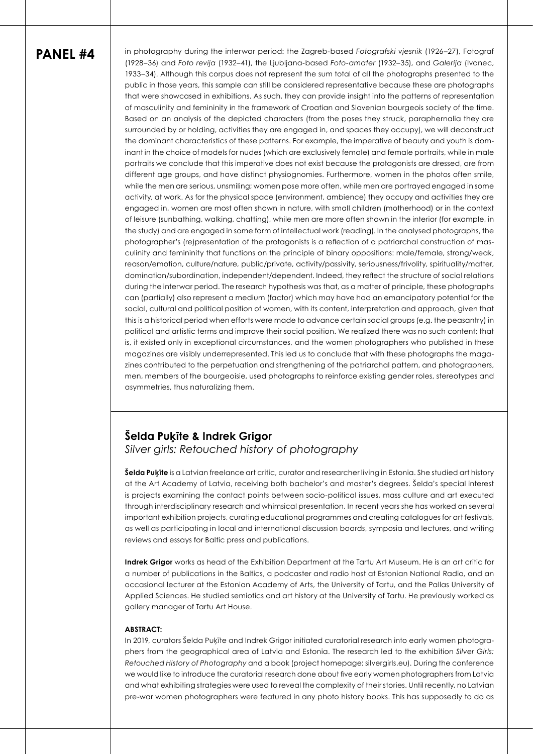**PANEL #4**

in photography during the interwar period: the Zagreb-based *Fotografski vjesnik* (1926–27), Fotograf (1928–36) and *Foto revija* (1932–41), the Ljubljana-based *Foto-amater* (1932–35), and *Galerija* (Ivanec, 1933–34). Although this corpus does not represent the sum total of all the photographs presented to the public in those years, this sample can still be considered representative because these are photographs that were showcased in exhibitions. As such, they can provide insight into the patterns of representation of masculinity and femininity in the framework of Croatian and Slovenian bourgeois society of the time. Based on an analysis of the depicted characters (from the poses they struck, paraphernalia they are surrounded by or holding, activities they are engaged in, and spaces they occupy), we will deconstruct the dominant characteristics of these patterns. For example, the imperative of beauty and youth is dominant in the choice of models for nudes (which are exclusively female) and female portraits, while in male portraits we conclude that this imperative does not exist because the protagonists are dressed, are from different age groups, and have distinct physiognomies. Furthermore, women in the photos often smile, while the men are serious, unsmiling; women pose more often, while men are portrayed engaged in some activity, at work. As for the physical space (environment, ambience) they occupy and activities they are engaged in, women are most often shown in nature, with small children (motherhood) or in the context of leisure (sunbathing, walking, chatting), while men are more often shown in the interior (for example, in the study) and are engaged in some form of intellectual work (reading). In the analysed photographs, the photographer's (re)presentation of the protagonists is a reflection of a patriarchal construction of masculinity and femininity that functions on the principle of binary oppositions: male/female, strong/weak, reason/emotion, culture/nature, public/private, activity/passivity, seriousness/frivolity, spirituality/matter, domination/subordination, independent/dependent. Indeed, they reflect the structure of social relations during the interwar period. The research hypothesis was that, as a matter of principle, these photographs can (partially) also represent a medium (factor) which may have had an emancipatory potential for the social, cultural and political position of women, with its content, interpretation and approach, given that this is a historical period when efforts were made to advance certain social groups (e.g. the peasantry) in political and artistic terms and improve their social position. We realized there was no such content; that is, it existed only in exceptional circumstances, and the women photographers who published in these magazines are visibly underrepresented. This led us to conclude that with these photographs the magazines contributed to the perpetuation and strengthening of the patriarchal pattern, and photographers, men, members of the bourgeoisie, used photographs to reinforce existing gender roles, stereotypes and asymmetries, thus naturalizing them.

## Šelda Puķīte & Indrek Grigor

*Silver girls: Retouched history of photography*

**Šelda Puķīte** is a Latvian freelance art critic, curator and researcher living in Estonia. She studied art history at the Art Academy of Latvia, receiving both bachelor's and master's degrees. Šelda's special interest is projects examining the contact points between socio-political issues, mass culture and art executed through interdisciplinary research and whimsical presentation. In recent years she has worked on several important exhibition projects, curating educational programmes and creating catalogues for art festivals, as well as participating in local and international discussion boards, symposia and lectures, and writing reviews and essays for Baltic press and publications.

**Indrek Grigor** works as head of the Exhibition Department at the Tartu Art Museum. He is an art critic for a number of publications in the Baltics, a podcaster and radio host at Estonian National Radio, and an occasional lecturer at the Estonian Academy of Arts, the University of Tartu, and the Pallas University of Applied Sciences. He studied semiotics and art history at the University of Tartu. He previously worked as gallery manager of Tartu Art House.

**ABSTRACT:**

In 2019, curators Šelda Puķīte and Indrek Grigor initiated curatorial research into early women photographers from the geographical area of Latvia and Estonia. The research led to the exhibition *Silver Girls: Retouched History of Photography* and a book (project homepage: silvergirls.eu). During the conference we would like to introduce the curatorial research done about five early women photographers from Latvia and what exhibiting strategies were used to reveal the complexity of their stories. Until recently, no Latvian pre-war women photographers were featured in any photo history books. This has supposedly to do as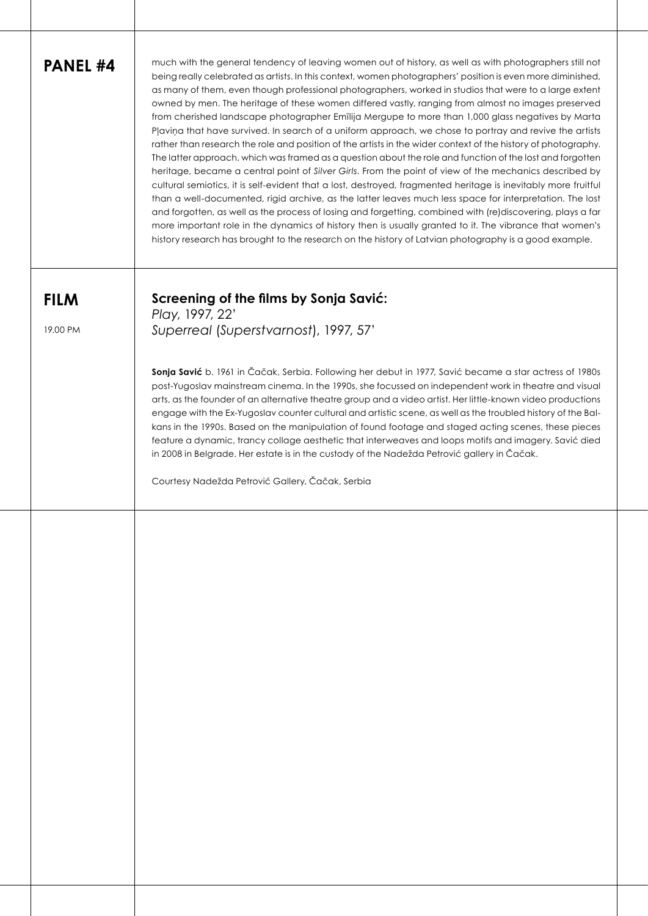## PANEL #4

much with the general tendency of leaving women out of history, as well as with photographers still not being really celebrated as artists. In this context, women photographers' position is even more diminished, as many of them, even though professional photographers, worked in studios that were to a large extent owned by men. The heritage of these women differed vastly, ranging from almost no images preserved from cherished landscape photographer Emīlija Mergupe to more than 1,000 glass negatives by Marta Pļaviņa that have survived. In search of a uniform approach, we chose to portray and revive the artists rather than research the role and position of the artists in the wider context of the history of photography. The latter approach, which was framed as a question about the role and function of the lost and forgotten heritage, became a central point of *Silver Girls*. From the point of view of the mechanics described by cultural semiotics, it is self-evident that a lost, destroyed, fragmented heritage is inevitably more fruitful than a well-documented, rigid archive, as the latter leaves much less space for interpretation. The lost and forgotten, as well as the process of losing and forgetting, combined with (re)discovering, plays a far more important role in the dynamics of history then is usually granted to it. The vibrance that women's history research has brought to the research on the history of Latvian photography is a good example.

## FILM

19.00 PM

### Screening of the films by Sonja Savić:

*Play*, 1997, 22'
*Superreal* (*Superstvarnost*), 1997, 57'

**Sonja Savić** b. 1961 in Čačak, Serbia. Following her debut in 1977, Savić became a star actress of 1980s post-Yugoslav mainstream cinema. In the 1990s, she focussed on independent work in theatre and visual arts, as the founder of an alternative theatre group and a video artist. Her little-known video productions engage with the Ex-Yugoslav counter cultural and artistic scene, as well as the troubled history of the Balkans in the 1990s. Based on the manipulation of found footage and staged acting scenes, these pieces feature a dynamic, trancy collage aesthetic that interweaves and loops motifs and imagery. Savić died in 2008 in Belgrade. Her estate is in the custody of the Nadežda Petrović gallery in Čačak.

Courtesy Nadežda Petrović Gallery, Čačak, Serbia